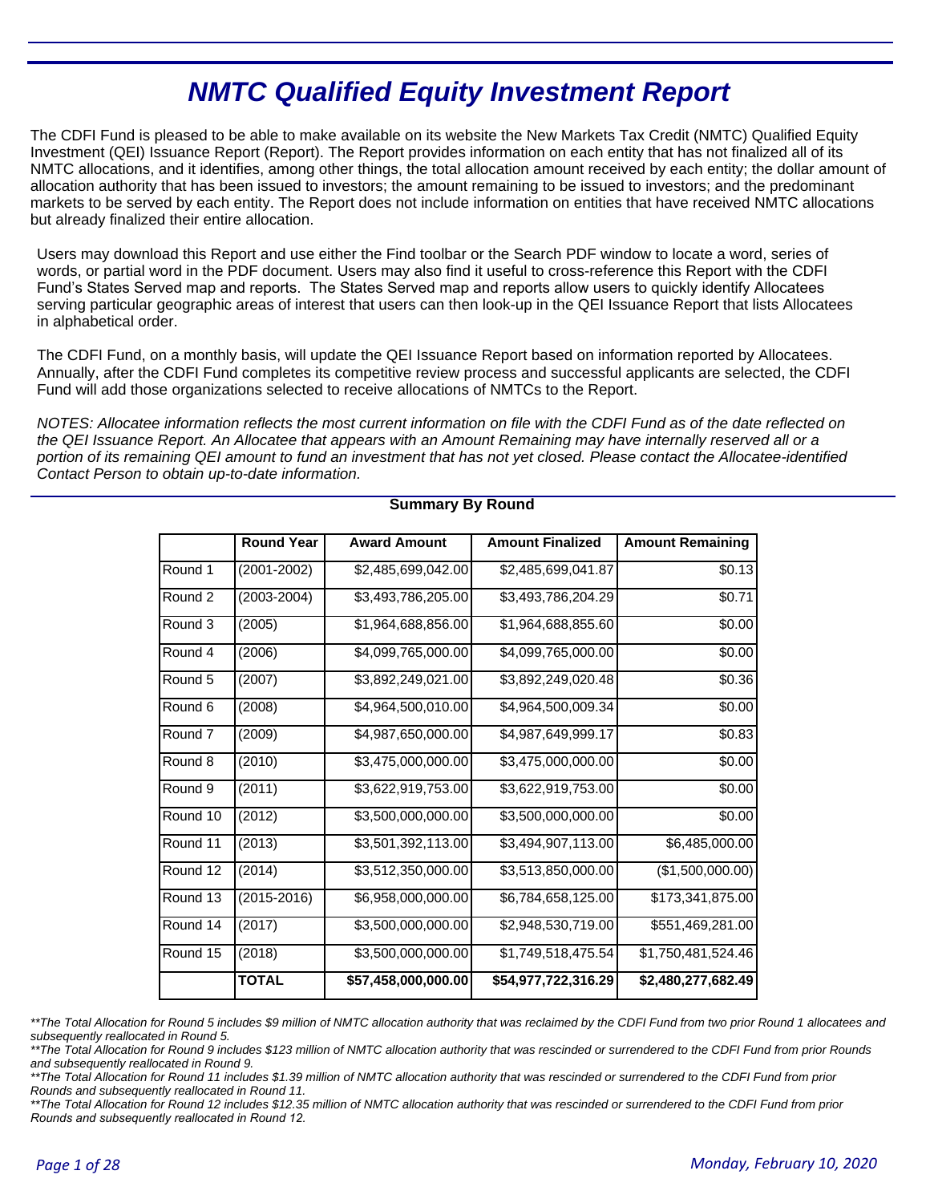# *NMTC Qualified Equity Investment Report*

The CDFI Fund is pleased to be able to make available on its website the New Markets Tax Credit (NMTC) Qualified Equity Investment (QEI) Issuance Report (Report). The Report provides information on each entity that has not finalized all of its NMTC allocations, and it identifies, among other things, the total allocation amount received by each entity; the dollar amount of allocation authority that has been issued to investors; the amount remaining to be issued to investors; and the predominant markets to be served by each entity. The Report does not include information on entities that have received NMTC allocations but already finalized their entire allocation.

Users may download this Report and use either the Find toolbar or the Search PDF window to locate a word, series of words, or partial word in the PDF document. Users may also find it useful to cross-reference this Report with the CDFI Fund's States Served map and reports. The States Served map and reports allow users to quickly identify Allocatees serving particular geographic areas of interest that users can then look-up in the QEI Issuance Report that lists Allocatees in alphabetical order.

The CDFI Fund, on a monthly basis, will update the QEI Issuance Report based on information reported by Allocatees. Annually, after the CDFI Fund completes its competitive review process and successful applicants are selected, the CDFI Fund will add those organizations selected to receive allocations of NMTCs to the Report.

*NOTES: Allocatee information reflects the most current information on file with the CDFI Fund as of the date reflected on the QEI Issuance Report. An Allocatee that appears with an Amount Remaining may have internally reserved all or a portion of its remaining QEI amount to fund an investment that has not yet closed. Please contact the Allocatee-identified Contact Person to obtain up-to-date information.*

**Summary By Round**

| | Round Year | Award Amount | Amount Finalized | Amount Remaining |
|---|---|---|---|---|
| Round 1 | (2001-2002) | $2,485,699,042.00 | $2,485,699,041.87 | $0.13 |
| Round 2 | (2003-2004) | $3,493,786,205.00 | $3,493,786,204.29 | $0.71 |
| Round 3 | (2005) | $1,964,688,856.00 | $1,964,688,855.60 | $0.00 |
| Round 4 | (2006) | $4,099,765,000.00 | $4,099,765,000.00 | $0.00 |
| Round 5 | (2007) | $3,892,249,021.00 | $3,892,249,020.48 | $0.36 |
| Round 6 | (2008) | $4,964,500,010.00 | $4,964,500,009.34 | $0.00 |
| Round 7 | (2009) | $4,987,650,000.00 | $4,987,649,999.17 | $0.83 |
| Round 8 | (2010) | $3,475,000,000.00 | $3,475,000,000.00 | $0.00 |
| Round 9 | (2011) | $3,622,919,753.00 | $3,622,919,753.00 | $0.00 |
| Round 10 | (2012) | $3,500,000,000.00 | $3,500,000,000.00 | $0.00 |
| Round 11 | (2013) | $3,501,392,113.00 | $3,494,907,113.00 | $6,485,000.00 |
| Round 12 | (2014) | $3,512,350,000.00 | $3,513,850,000.00 | ($1,500,000.00) |
| Round 13 | (2015-2016) | $6,958,000,000.00 | $6,784,658,125.00 | $173,341,875.00 |
| Round 14 | (2017) | $3,500,000,000.00 | $2,948,530,719.00 | $551,469,281.00 |
| Round 15 | (2018) | $3,500,000,000.00 | $1,749,518,475.54 | $1,750,481,524.46 |
| | **TOTAL** | **$57,458,000,000.00** | **$54,977,722,316.29** | **$2,480,277,682.49** |

*\*\*The Total Allocation for Round 5 includes $9 million of NMTC allocation authority that was reclaimed by the CDFI Fund from two prior Round 1 allocatees and subsequently reallocated in Round 5.*

*\*\*The Total Allocation for Round 9 includes $123 million of NMTC allocation authority that was rescinded or surrendered to the CDFI Fund from prior Rounds and subsequently reallocated in Round 9.*

*\*\*The Total Allocation for Round 11 includes $1.39 million of NMTC allocation authority that was rescinded or surrendered to the CDFI Fund from prior Rounds and subsequently reallocated in Round 11.*

*\*\*The Total Allocation for Round 12 includes $12.35 million of NMTC allocation authority that was rescinded or surrendered to the CDFI Fund from prior Rounds and subsequently reallocated in Round 12.*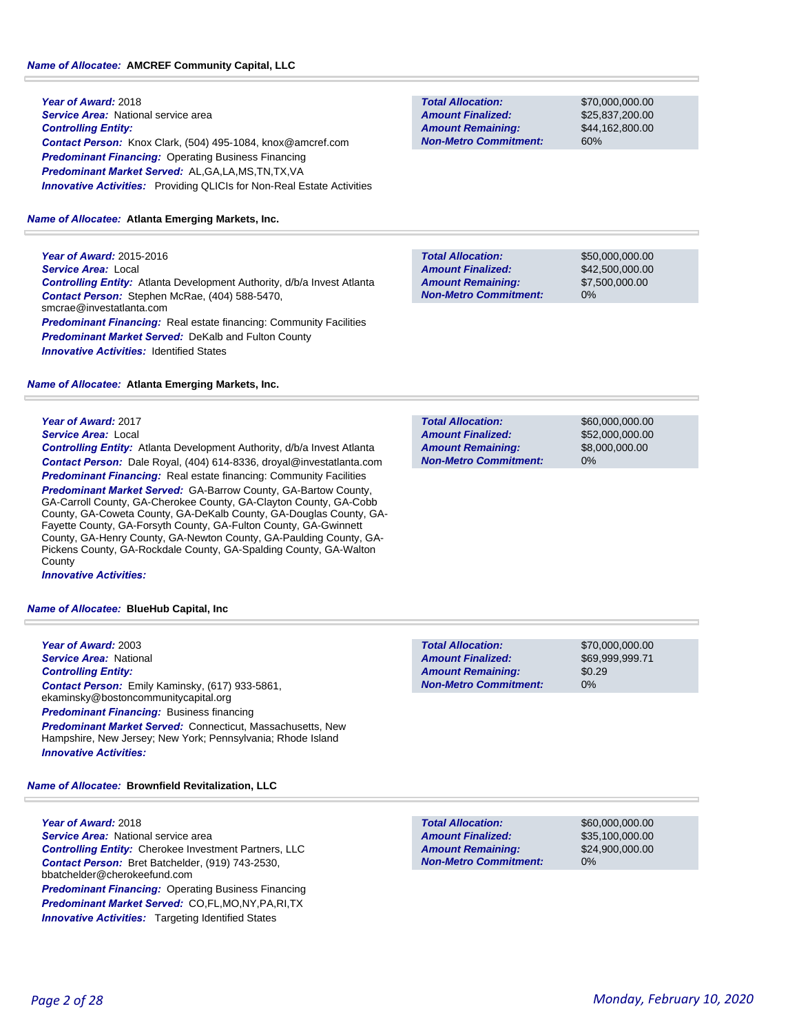**Name of Allocatee:** **AMCREF Community Capital, LLC**

***Year of Award:*** 2018
***Service Area:*** National service area
***Controlling Entity:***
***Contact Person:*** Knox Clark, (504) 495-1084, knox@amcref.com
***Predominant Financing:*** Operating Business Financing
***Predominant Market Served:*** AL,GA,LA,MS,TN,TX,VA
***Innovative Activities:*** Providing QLICIs for Non-Real Estate Activities

| | |
|---|---|
| ***Total Allocation:*** | $70,000,000.00 |
| ***Amount Finalized:*** | $25,837,200.00 |
| ***Amount Remaining:*** | $44,162,800.00 |
| ***Non-Metro Commitment:*** | 60% |

**Name of Allocatee:** **Atlanta Emerging Markets, Inc.**

***Year of Award:*** 2015-2016
***Service Area:*** Local
***Controlling Entity:*** Atlanta Development Authority, d/b/a Invest Atlanta
***Contact Person:*** Stephen McRae, (404) 588-5470, smcrae@investatlanta.com
***Predominant Financing:*** Real estate financing: Community Facilities
***Predominant Market Served:*** DeKalb and Fulton County
***Innovative Activities:*** Identified States

| | |
|---|---|
| ***Total Allocation:*** | $50,000,000.00 |
| ***Amount Finalized:*** | $42,500,000.00 |
| ***Amount Remaining:*** | $7,500,000.00 |
| ***Non-Metro Commitment:*** | 0% |

**Name of Allocatee:** **Atlanta Emerging Markets, Inc.**

***Year of Award:*** 2017
***Service Area:*** Local
***Controlling Entity:*** Atlanta Development Authority, d/b/a Invest Atlanta
***Contact Person:*** Dale Royal, (404) 614-8336, droyal@investatlanta.com
***Predominant Financing:*** Real estate financing: Community Facilities
***Predominant Market Served:*** GA-Barrow County, GA-Bartow County, GA-Carroll County, GA-Cherokee County, GA-Clayton County, GA-Cobb County, GA-Coweta County, GA-DeKalb County, GA-Douglas County, GA-Fayette County, GA-Forsyth County, GA-Fulton County, GA-Gwinnett County, GA-Henry County, GA-Newton County, GA-Paulding County, GA-Pickens County, GA-Rockdale County, GA-Spalding County, GA-Walton County
***Innovative Activities:***

| | |
|---|---|
| ***Total Allocation:*** | $60,000,000.00 |
| ***Amount Finalized:*** | $52,000,000.00 |
| ***Amount Remaining:*** | $8,000,000.00 |
| ***Non-Metro Commitment:*** | 0% |

**Name of Allocatee:** **BlueHub Capital, Inc**

***Year of Award:*** 2003
***Service Area:*** National
***Controlling Entity:***
***Contact Person:*** Emily Kaminsky, (617) 933-5861, ekaminsky@bostoncommunitycapital.org
***Predominant Financing:*** Business financing
***Predominant Market Served:*** Connecticut, Massachusetts, New Hampshire, New Jersey; New York; Pennsylvania; Rhode Island
***Innovative Activities:***

| | |
|---|---|
| ***Total Allocation:*** | $70,000,000.00 |
| ***Amount Finalized:*** | $69,999,999.71 |
| ***Amount Remaining:*** | $0.29 |
| ***Non-Metro Commitment:*** | 0% |

**Name of Allocatee:** **Brownfield Revitalization, LLC**

***Year of Award:*** 2018
***Service Area:*** National service area
***Controlling Entity:*** Cherokee Investment Partners, LLC
***Contact Person:*** Bret Batchelder, (919) 743-2530, bbatchelder@cherokeefund.com
***Predominant Financing:*** Operating Business Financing
***Predominant Market Served:*** CO,FL,MO,NY,PA,RI,TX
***Innovative Activities:*** Targeting Identified States

| | |
|---|---|
| ***Total Allocation:*** | $60,000,000.00 |
| ***Amount Finalized:*** | $35,100,000.00 |
| ***Amount Remaining:*** | $24,900,000.00 |
| ***Non-Metro Commitment:*** | 0% |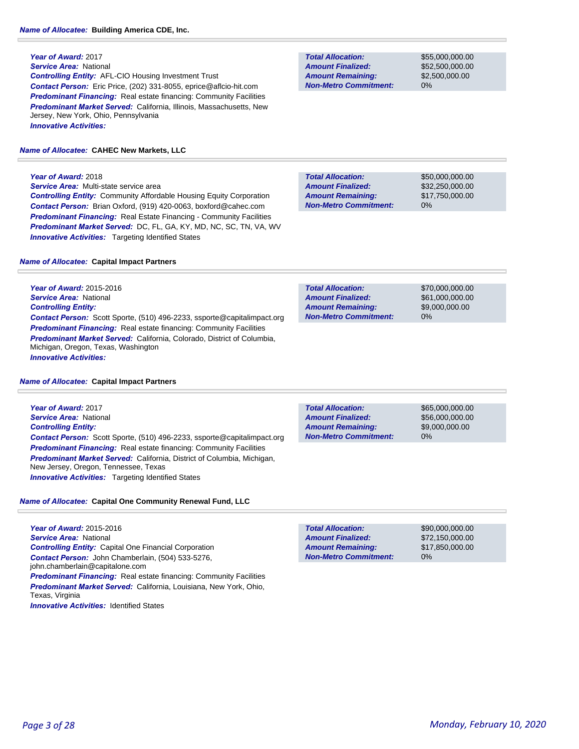**Name of Allocatee:** **Building America CDE, Inc.**

**Year of Award:** 2017
**Service Area:** National
**Controlling Entity:** AFL-CIO Housing Investment Trust
**Contact Person:** Eric Price, (202) 331-8055, eprice@aflcio-hit.com
**Predominant Financing:** Real estate financing: Community Facilities
**Predominant Market Served:** California, Illinois, Massachusetts, New Jersey, New York, Ohio, Pennsylvania
**Innovative Activities:**

| | |
|---|---|
| **Total Allocation:** | $55,000,000.00 |
| **Amount Finalized:** | $52,500,000.00 |
| **Amount Remaining:** | $2,500,000.00 |
| **Non-Metro Commitment:** | 0% |

**Name of Allocatee:** **CAHEC New Markets, LLC**

**Year of Award:** 2018
**Service Area:** Multi-state service area
**Controlling Entity:** Community Affordable Housing Equity Corporation
**Contact Person:** Brian Oxford, (919) 420-0063, boxford@cahec.com
**Predominant Financing:** Real Estate Financing - Community Facilities
**Predominant Market Served:** DC, FL, GA, KY, MD, NC, SC, TN, VA, WV
**Innovative Activities:** Targeting Identified States

| | |
|---|---|
| **Total Allocation:** | $50,000,000.00 |
| **Amount Finalized:** | $32,250,000.00 |
| **Amount Remaining:** | $17,750,000.00 |
| **Non-Metro Commitment:** | 0% |

**Name of Allocatee:** **Capital Impact Partners**

**Year of Award:** 2015-2016
**Service Area:** National
**Controlling Entity:**
**Contact Person:** Scott Sporte, (510) 496-2233, ssporte@capitalimpact.org
**Predominant Financing:** Real estate financing: Community Facilities
**Predominant Market Served:** California, Colorado, District of Columbia, Michigan, Oregon, Texas, Washington
**Innovative Activities:**

| | |
|---|---|
| **Total Allocation:** | $70,000,000.00 |
| **Amount Finalized:** | $61,000,000.00 |
| **Amount Remaining:** | $9,000,000.00 |
| **Non-Metro Commitment:** | 0% |

**Name of Allocatee:** **Capital Impact Partners**

**Year of Award:** 2017
**Service Area:** National
**Controlling Entity:**
**Contact Person:** Scott Sporte, (510) 496-2233, ssporte@capitalimpact.org
**Predominant Financing:** Real estate financing: Community Facilities
**Predominant Market Served:** California, District of Columbia, Michigan, New Jersey, Oregon, Tennessee, Texas
**Innovative Activities:** Targeting Identified States

| | |
|---|---|
| **Total Allocation:** | $65,000,000.00 |
| **Amount Finalized:** | $56,000,000.00 |
| **Amount Remaining:** | $9,000,000.00 |
| **Non-Metro Commitment:** | 0% |

**Name of Allocatee:** **Capital One Community Renewal Fund, LLC**

**Year of Award:** 2015-2016
**Service Area:** National
**Controlling Entity:** Capital One Financial Corporation
**Contact Person:** John Chamberlain, (504) 533-5276, john.chamberlain@capitalone.com
**Predominant Financing:** Real estate financing: Community Facilities
**Predominant Market Served:** California, Louisiana, New York, Ohio, Texas, Virginia
**Innovative Activities:** Identified States

| | |
|---|---|
| **Total Allocation:** | $90,000,000.00 |
| **Amount Finalized:** | $72,150,000.00 |
| **Amount Remaining:** | $17,850,000.00 |
| **Non-Metro Commitment:** | 0% |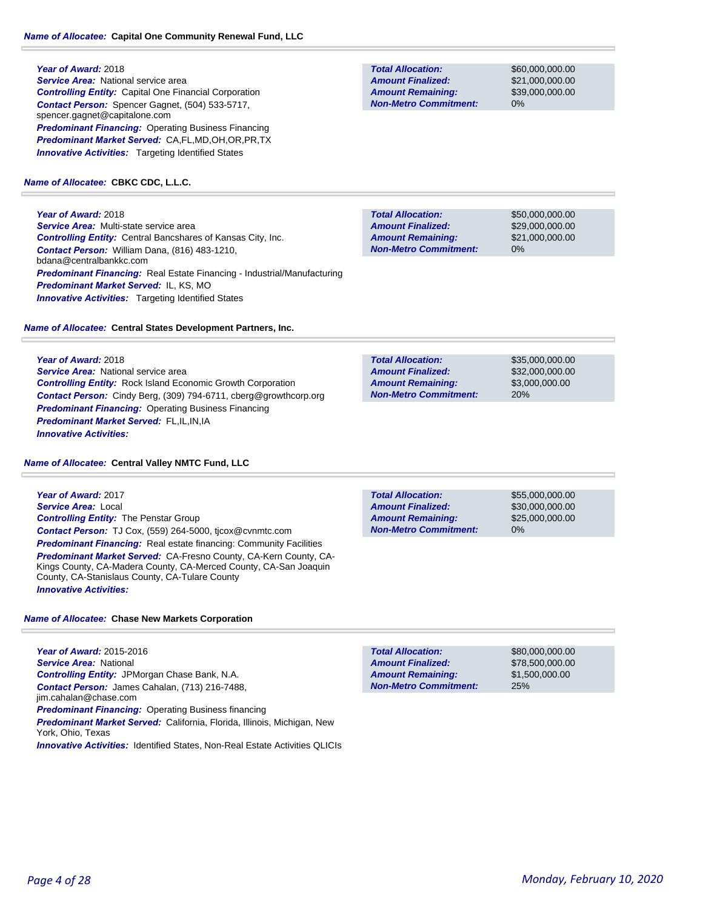**Name of Allocatee:** **Capital One Community Renewal Fund, LLC**

**Year of Award:** 2018
**Service Area:** National service area
**Controlling Entity:** Capital One Financial Corporation
**Contact Person:** Spencer Gagnet, (504) 533-5717, spencer.gagnet@capitalone.com
**Predominant Financing:** Operating Business Financing
**Predominant Market Served:** CA,FL,MD,OH,OR,PR,TX
**Innovative Activities:** Targeting Identified States

| | |
|---|---|
| **Total Allocation:** | $60,000,000.00 |
| **Amount Finalized:** | $21,000,000.00 |
| **Amount Remaining:** | $39,000,000.00 |
| **Non-Metro Commitment:** | 0% |

**Name of Allocatee:** **CBKC CDC, L.L.C.**

**Year of Award:** 2018
**Service Area:** Multi-state service area
**Controlling Entity:** Central Bancshares of Kansas City, Inc.
**Contact Person:** William Dana, (816) 483-1210, bdana@centralbankkc.com
**Predominant Financing:** Real Estate Financing - Industrial/Manufacturing
**Predominant Market Served:** IL, KS, MO
**Innovative Activities:** Targeting Identified States

| | |
|---|---|
| **Total Allocation:** | $50,000,000.00 |
| **Amount Finalized:** | $29,000,000.00 |
| **Amount Remaining:** | $21,000,000.00 |
| **Non-Metro Commitment:** | 0% |

**Name of Allocatee:** **Central States Development Partners, Inc.**

**Year of Award:** 2018
**Service Area:** National service area
**Controlling Entity:** Rock Island Economic Growth Corporation
**Contact Person:** Cindy Berg, (309) 794-6711, cberg@growthcorp.org
**Predominant Financing:** Operating Business Financing
**Predominant Market Served:** FL,IL,IN,IA
**Innovative Activities:**

| | |
|---|---|
| **Total Allocation:** | $35,000,000.00 |
| **Amount Finalized:** | $32,000,000.00 |
| **Amount Remaining:** | $3,000,000.00 |
| **Non-Metro Commitment:** | 20% |

**Name of Allocatee:** **Central Valley NMTC Fund, LLC**

**Year of Award:** 2017
**Service Area:** Local
**Controlling Entity:** The Penstar Group
**Contact Person:** TJ Cox, (559) 264-5000, tjcox@cvnmtc.com
**Predominant Financing:** Real estate financing: Community Facilities
**Predominant Market Served:** CA-Fresno County, CA-Kern County, CA-Kings County, CA-Madera County, CA-Merced County, CA-San Joaquin County, CA-Stanislaus County, CA-Tulare County
**Innovative Activities:**

| | |
|---|---|
| **Total Allocation:** | $55,000,000.00 |
| **Amount Finalized:** | $30,000,000.00 |
| **Amount Remaining:** | $25,000,000.00 |
| **Non-Metro Commitment:** | 0% |

**Name of Allocatee:** **Chase New Markets Corporation**

**Year of Award:** 2015-2016
**Service Area:** National
**Controlling Entity:** JPMorgan Chase Bank, N.A.
**Contact Person:** James Cahalan, (713) 216-7488, jim.cahalan@chase.com
**Predominant Financing:** Operating Business financing
**Predominant Market Served:** California, Florida, Illinois, Michigan, New York, Ohio, Texas
**Innovative Activities:** Identified States, Non-Real Estate Activities QLICIs

| | |
|---|---|
| **Total Allocation:** | $80,000,000.00 |
| **Amount Finalized:** | $78,500,000.00 |
| **Amount Remaining:** | $1,500,000.00 |
| **Non-Metro Commitment:** | 25% |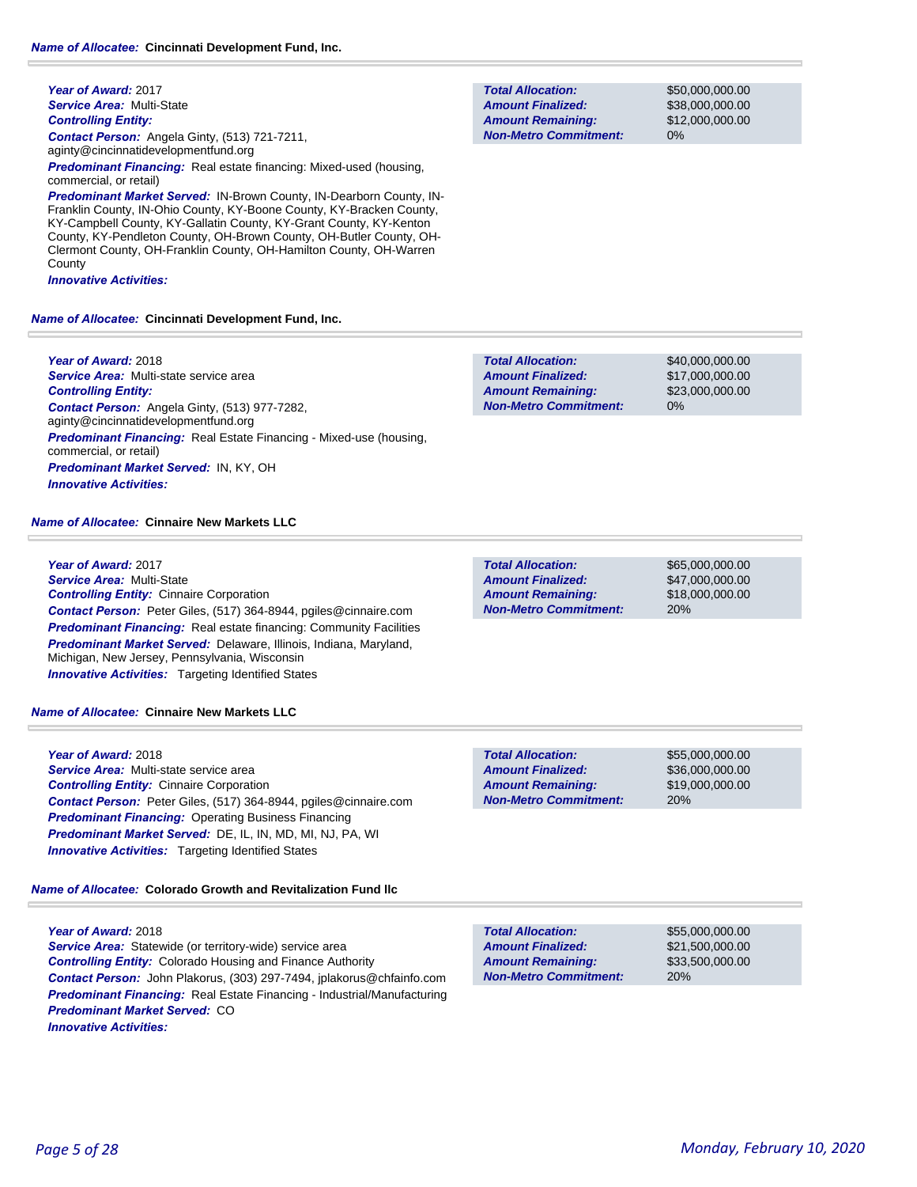**Name of Allocatee:** **Cincinnati Development Fund, Inc.**

***Year of Award:*** 2017
***Service Area:*** Multi-State
***Controlling Entity:***
***Contact Person:*** Angela Ginty, (513) 721-7211, aginty@cincinnatidevelopmentfund.org
***Predominant Financing:*** Real estate financing: Mixed-used (housing, commercial, or retail)
***Predominant Market Served:*** IN-Brown County, IN-Dearborn County, IN-Franklin County, IN-Ohio County, KY-Boone County, KY-Bracken County, KY-Campbell County, KY-Gallatin County, KY-Grant County, KY-Kenton County, KY-Pendleton County, OH-Brown County, OH-Butler County, OH-Clermont County, OH-Franklin County, OH-Hamilton County, OH-Warren County
***Innovative Activities:***

| | |
|---|---|
| ***Total Allocation:*** | $50,000,000.00 |
| ***Amount Finalized:*** | $38,000,000.00 |
| ***Amount Remaining:*** | $12,000,000.00 |
| ***Non-Metro Commitment:*** | 0% |

**Name of Allocatee:** **Cincinnati Development Fund, Inc.**

***Year of Award:*** 2018
***Service Area:*** Multi-state service area
***Controlling Entity:***
***Contact Person:*** Angela Ginty, (513) 977-7282, aginty@cincinnatidevelopmentfund.org
***Predominant Financing:*** Real Estate Financing - Mixed-use (housing, commercial, or retail)
***Predominant Market Served:*** IN, KY, OH
***Innovative Activities:***

| | |
|---|---|
| ***Total Allocation:*** | $40,000,000.00 |
| ***Amount Finalized:*** | $17,000,000.00 |
| ***Amount Remaining:*** | $23,000,000.00 |
| ***Non-Metro Commitment:*** | 0% |

**Name of Allocatee:** **Cinnaire New Markets LLC**

***Year of Award:*** 2017
***Service Area:*** Multi-State
***Controlling Entity:*** Cinnaire Corporation
***Contact Person:*** Peter Giles, (517) 364-8944, pgiles@cinnaire.com
***Predominant Financing:*** Real estate financing: Community Facilities
***Predominant Market Served:*** Delaware, Illinois, Indiana, Maryland, Michigan, New Jersey, Pennsylvania, Wisconsin
***Innovative Activities:*** Targeting Identified States

| | |
|---|---|
| ***Total Allocation:*** | $65,000,000.00 |
| ***Amount Finalized:*** | $47,000,000.00 |
| ***Amount Remaining:*** | $18,000,000.00 |
| ***Non-Metro Commitment:*** | 20% |

**Name of Allocatee:** **Cinnaire New Markets LLC**

***Year of Award:*** 2018
***Service Area:*** Multi-state service area
***Controlling Entity:*** Cinnaire Corporation
***Contact Person:*** Peter Giles, (517) 364-8944, pgiles@cinnaire.com
***Predominant Financing:*** Operating Business Financing
***Predominant Market Served:*** DE, IL, IN, MD, MI, NJ, PA, WI
***Innovative Activities:*** Targeting Identified States

| | |
|---|---|
| ***Total Allocation:*** | $55,000,000.00 |
| ***Amount Finalized:*** | $36,000,000.00 |
| ***Amount Remaining:*** | $19,000,000.00 |
| ***Non-Metro Commitment:*** | 20% |

**Name of Allocatee:** **Colorado Growth and Revitalization Fund llc**

***Year of Award:*** 2018
***Service Area:*** Statewide (or territory-wide) service area
***Controlling Entity:*** Colorado Housing and Finance Authority
***Contact Person:*** John Plakorus, (303) 297-7494, jplakorus@chfainfo.com
***Predominant Financing:*** Real Estate Financing - Industrial/Manufacturing
***Predominant Market Served:*** CO
***Innovative Activities:***

| | |
|---|---|
| ***Total Allocation:*** | $55,000,000.00 |
| ***Amount Finalized:*** | $21,500,000.00 |
| ***Amount Remaining:*** | $33,500,000.00 |
| ***Non-Metro Commitment:*** | 20% |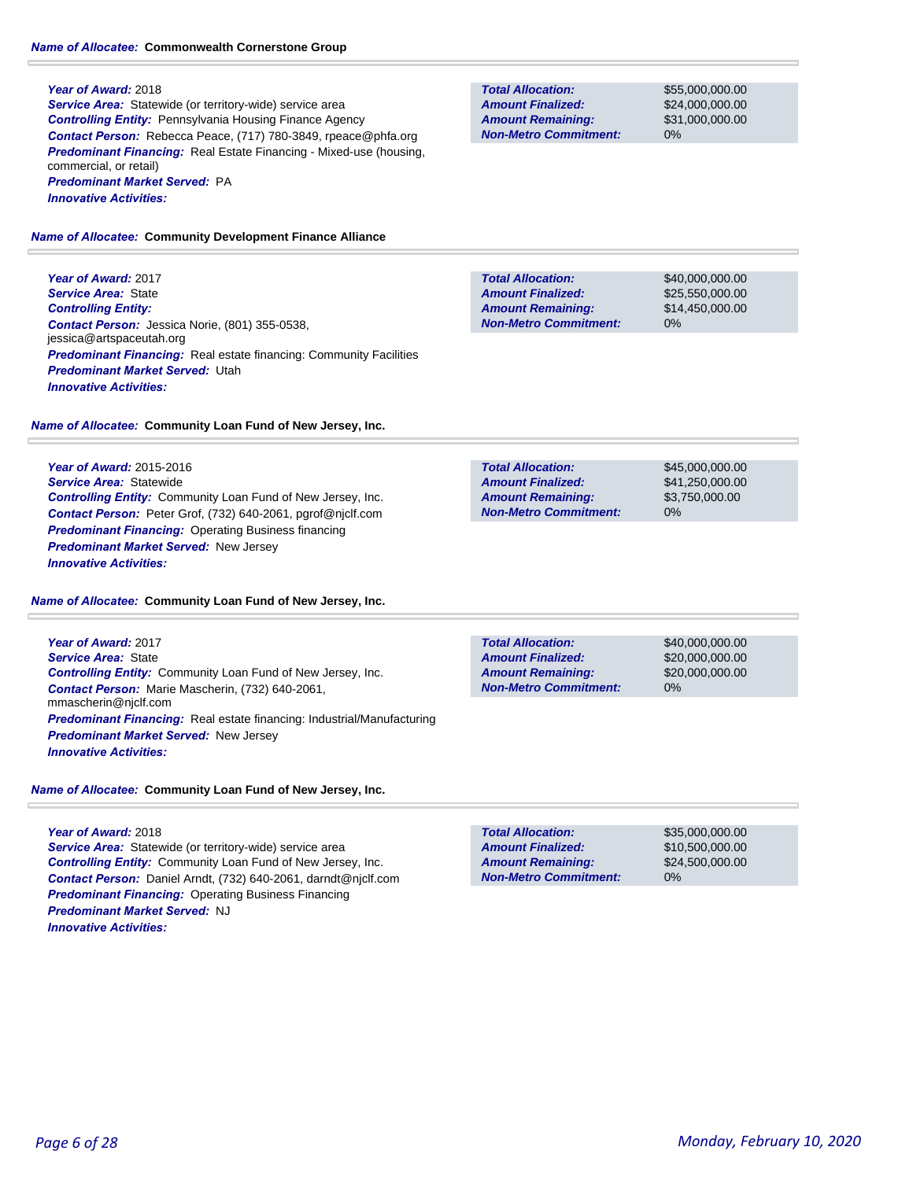***Name of Allocatee:*** **Commonwealth Cornerstone Group**

***Year of Award:*** 2018
***Service Area:*** Statewide (or territory-wide) service area
***Controlling Entity:*** Pennsylvania Housing Finance Agency
***Contact Person:*** Rebecca Peace, (717) 780-3849, rpeace@phfa.org
***Predominant Financing:*** Real Estate Financing - Mixed-use (housing, commercial, or retail)
***Predominant Market Served:*** PA
***Innovative Activities:***

| | |
|---|---|
| **Total Allocation:** | $55,000,000.00 |
| **Amount Finalized:** | $24,000,000.00 |
| **Amount Remaining:** | $31,000,000.00 |
| **Non-Metro Commitment:** | 0% |

***Name of Allocatee:*** **Community Development Finance Alliance**

***Year of Award:*** 2017
***Service Area:*** State
***Controlling Entity:***
***Contact Person:*** Jessica Norie, (801) 355-0538, jessica@artspaceutah.org
***Predominant Financing:*** Real estate financing: Community Facilities
***Predominant Market Served:*** Utah
***Innovative Activities:***

| | |
|---|---|
| **Total Allocation:** | $40,000,000.00 |
| **Amount Finalized:** | $25,550,000.00 |
| **Amount Remaining:** | $14,450,000.00 |
| **Non-Metro Commitment:** | 0% |

***Name of Allocatee:*** **Community Loan Fund of New Jersey, Inc.**

***Year of Award:*** 2015-2016
***Service Area:*** Statewide
***Controlling Entity:*** Community Loan Fund of New Jersey, Inc.
***Contact Person:*** Peter Grof, (732) 640-2061, pgrof@njclf.com
***Predominant Financing:*** Operating Business financing
***Predominant Market Served:*** New Jersey
***Innovative Activities:***

| | |
|---|---|
| **Total Allocation:** | $45,000,000.00 |
| **Amount Finalized:** | $41,250,000.00 |
| **Amount Remaining:** | $3,750,000.00 |
| **Non-Metro Commitment:** | 0% |

***Name of Allocatee:*** **Community Loan Fund of New Jersey, Inc.**

***Year of Award:*** 2017
***Service Area:*** State
***Controlling Entity:*** Community Loan Fund of New Jersey, Inc.
***Contact Person:*** Marie Mascherin, (732) 640-2061, mmascherin@njclf.com
***Predominant Financing:*** Real estate financing: Industrial/Manufacturing
***Predominant Market Served:*** New Jersey
***Innovative Activities:***

| | |
|---|---|
| **Total Allocation:** | $40,000,000.00 |
| **Amount Finalized:** | $20,000,000.00 |
| **Amount Remaining:** | $20,000,000.00 |
| **Non-Metro Commitment:** | 0% |

***Name of Allocatee:*** **Community Loan Fund of New Jersey, Inc.**

***Year of Award:*** 2018
***Service Area:*** Statewide (or territory-wide) service area
***Controlling Entity:*** Community Loan Fund of New Jersey, Inc.
***Contact Person:*** Daniel Arndt, (732) 640-2061, darndt@njclf.com
***Predominant Financing:*** Operating Business Financing
***Predominant Market Served:*** NJ
***Innovative Activities:***

| | |
|---|---|
| **Total Allocation:** | $35,000,000.00 |
| **Amount Finalized:** | $10,500,000.00 |
| **Amount Remaining:** | $24,500,000.00 |
| **Non-Metro Commitment:** | 0% |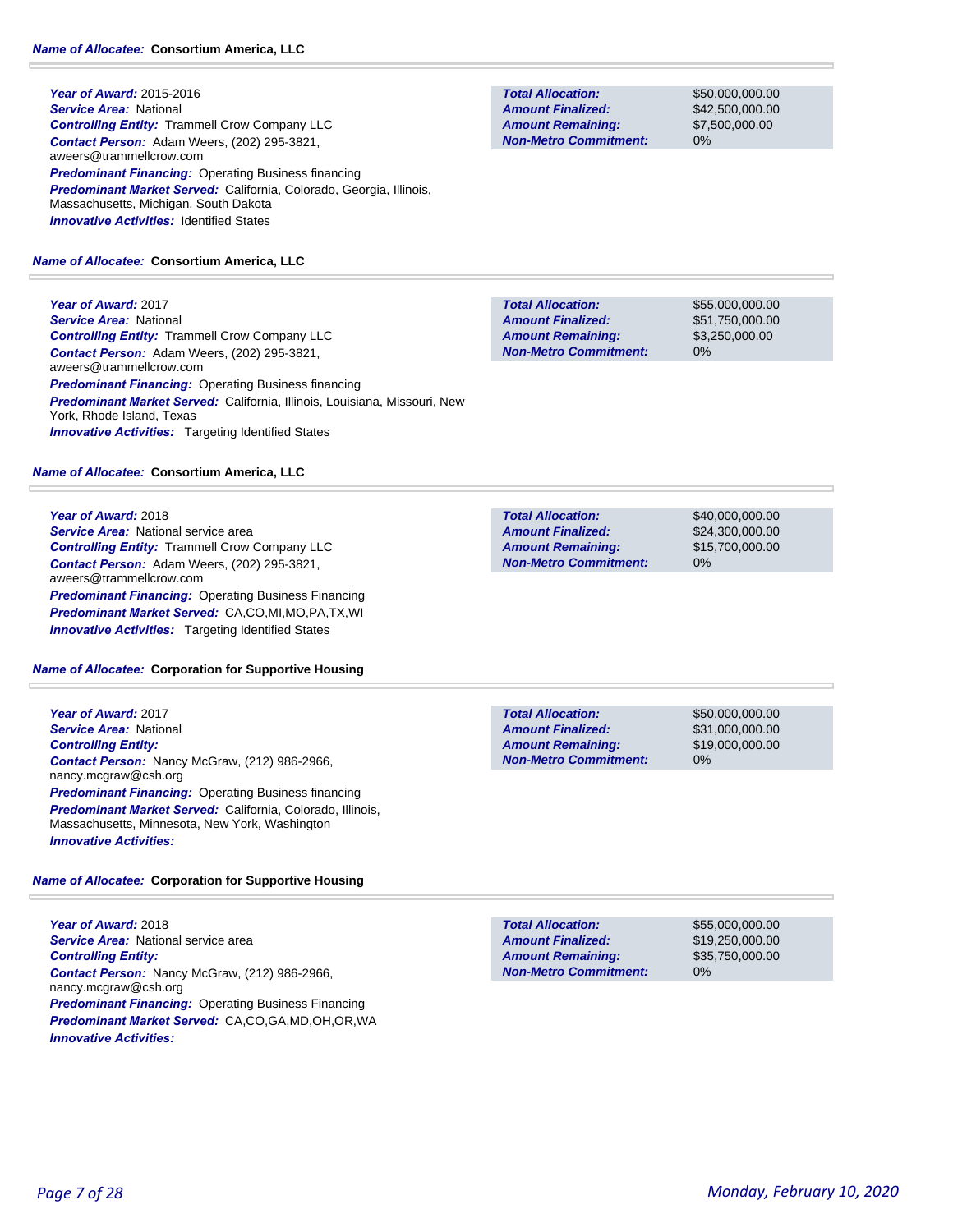**Name of Allocatee:** Consortium America, LLC

**Year of Award:** 2015-2016
**Service Area:** National
**Controlling Entity:** Trammell Crow Company LLC
**Contact Person:** Adam Weers, (202) 295-3821, aweers@trammellcrow.com
**Predominant Financing:** Operating Business financing
**Predominant Market Served:** California, Colorado, Georgia, Illinois, Massachusetts, Michigan, South Dakota
**Innovative Activities:** Identified States

| | |
|---|---|
| **Total Allocation:** | $50,000,000.00 |
| **Amount Finalized:** | $42,500,000.00 |
| **Amount Remaining:** | $7,500,000.00 |
| **Non-Metro Commitment:** | 0% |

**Name of Allocatee:** Consortium America, LLC

**Year of Award:** 2017
**Service Area:** National
**Controlling Entity:** Trammell Crow Company LLC
**Contact Person:** Adam Weers, (202) 295-3821, aweers@trammellcrow.com
**Predominant Financing:** Operating Business financing
**Predominant Market Served:** California, Illinois, Louisiana, Missouri, New York, Rhode Island, Texas
**Innovative Activities:** Targeting Identified States

| | |
|---|---|
| **Total Allocation:** | $55,000,000.00 |
| **Amount Finalized:** | $51,750,000.00 |
| **Amount Remaining:** | $3,250,000.00 |
| **Non-Metro Commitment:** | 0% |

**Name of Allocatee:** Consortium America, LLC

**Year of Award:** 2018
**Service Area:** National service area
**Controlling Entity:** Trammell Crow Company LLC
**Contact Person:** Adam Weers, (202) 295-3821, aweers@trammellcrow.com
**Predominant Financing:** Operating Business Financing
**Predominant Market Served:** CA,CO,MI,MO,PA,TX,WI
**Innovative Activities:** Targeting Identified States

| | |
|---|---|
| **Total Allocation:** | $40,000,000.00 |
| **Amount Finalized:** | $24,300,000.00 |
| **Amount Remaining:** | $15,700,000.00 |
| **Non-Metro Commitment:** | 0% |

**Name of Allocatee:** Corporation for Supportive Housing

**Year of Award:** 2017
**Service Area:** National
**Controlling Entity:**
**Contact Person:** Nancy McGraw, (212) 986-2966, nancy.mcgraw@csh.org
**Predominant Financing:** Operating Business financing
**Predominant Market Served:** California, Colorado, Illinois, Massachusetts, Minnesota, New York, Washington
**Innovative Activities:**

| | |
|---|---|
| **Total Allocation:** | $50,000,000.00 |
| **Amount Finalized:** | $31,000,000.00 |
| **Amount Remaining:** | $19,000,000.00 |
| **Non-Metro Commitment:** | 0% |

**Name of Allocatee:** Corporation for Supportive Housing

**Year of Award:** 2018
**Service Area:** National service area
**Controlling Entity:**
**Contact Person:** Nancy McGraw, (212) 986-2966, nancy.mcgraw@csh.org
**Predominant Financing:** Operating Business Financing
**Predominant Market Served:** CA,CO,GA,MD,OH,OR,WA
**Innovative Activities:**

| | |
|---|---|
| **Total Allocation:** | $55,000,000.00 |
| **Amount Finalized:** | $19,250,000.00 |
| **Amount Remaining:** | $35,750,000.00 |
| **Non-Metro Commitment:** | 0% |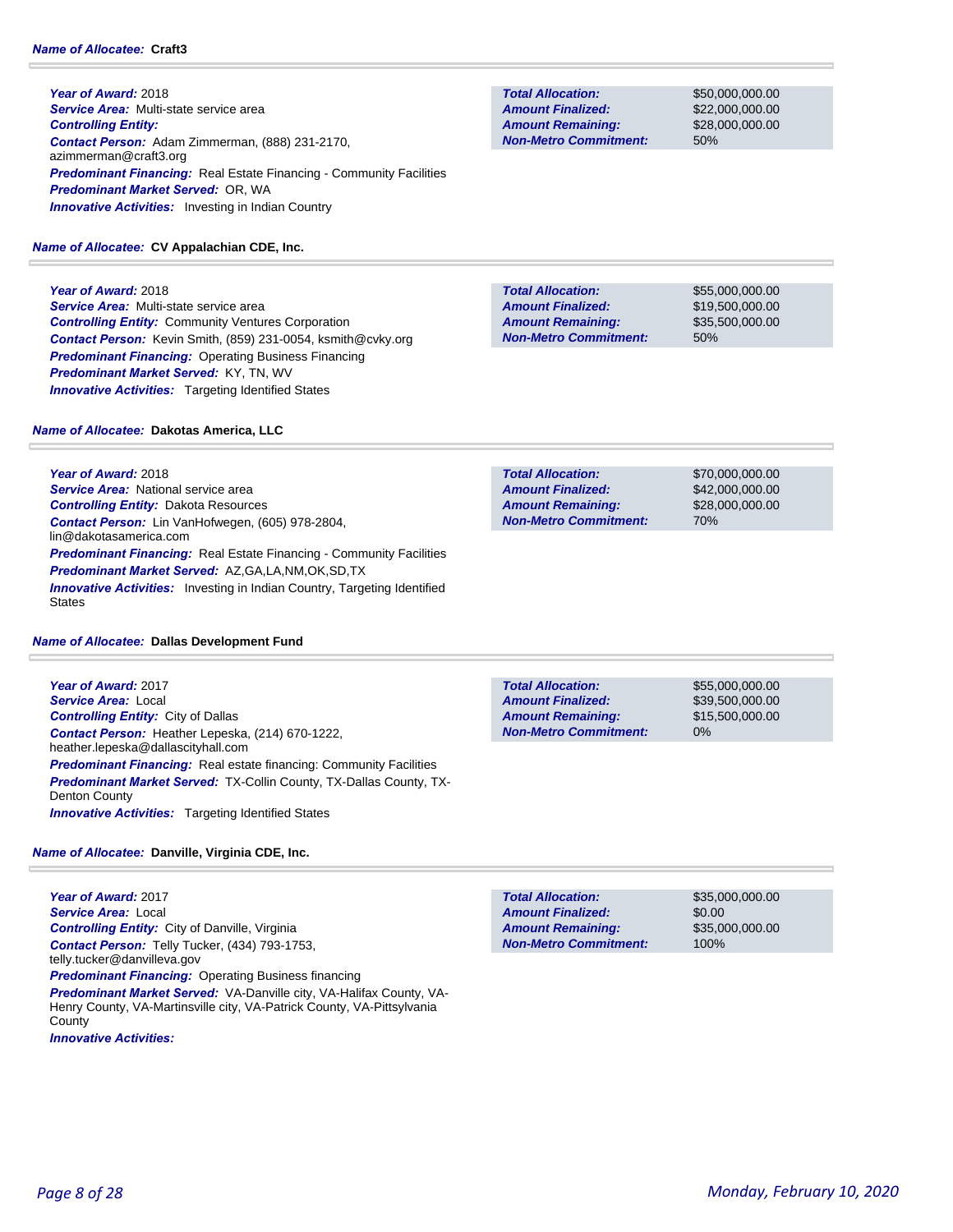**Name of Allocatee:** **Craft3**

***Year of Award:*** 2018
***Service Area:*** Multi-state service area
***Controlling Entity:***
***Contact Person:*** Adam Zimmerman, (888) 231-2170, azimmerman@craft3.org
***Predominant Financing:*** Real Estate Financing - Community Facilities
***Predominant Market Served:*** OR, WA
***Innovative Activities:*** Investing in Indian Country

| | |
|---|---|
| ***Total Allocation:*** | $50,000,000.00 |
| ***Amount Finalized:*** | $22,000,000.00 |
| ***Amount Remaining:*** | $28,000,000.00 |
| ***Non-Metro Commitment:*** | 50% |

**Name of Allocatee:** **CV Appalachian CDE, Inc.**

***Year of Award:*** 2018
***Service Area:*** Multi-state service area
***Controlling Entity:*** Community Ventures Corporation
***Contact Person:*** Kevin Smith, (859) 231-0054, ksmith@cvky.org
***Predominant Financing:*** Operating Business Financing
***Predominant Market Served:*** KY, TN, WV
***Innovative Activities:*** Targeting Identified States

| | |
|---|---|
| ***Total Allocation:*** | $55,000,000.00 |
| ***Amount Finalized:*** | $19,500,000.00 |
| ***Amount Remaining:*** | $35,500,000.00 |
| ***Non-Metro Commitment:*** | 50% |

**Name of Allocatee:** **Dakotas America, LLC**

***Year of Award:*** 2018
***Service Area:*** National service area
***Controlling Entity:*** Dakota Resources
***Contact Person:*** Lin VanHofwegen, (605) 978-2804, lin@dakotasamerica.com
***Predominant Financing:*** Real Estate Financing - Community Facilities
***Predominant Market Served:*** AZ,GA,LA,NM,OK,SD,TX
***Innovative Activities:*** Investing in Indian Country, Targeting Identified States

| | |
|---|---|
| ***Total Allocation:*** | $70,000,000.00 |
| ***Amount Finalized:*** | $42,000,000.00 |
| ***Amount Remaining:*** | $28,000,000.00 |
| ***Non-Metro Commitment:*** | 70% |

**Name of Allocatee:** **Dallas Development Fund**

***Year of Award:*** 2017
***Service Area:*** Local
***Controlling Entity:*** City of Dallas
***Contact Person:*** Heather Lepeska, (214) 670-1222, heather.lepeska@dallascityhall.com
***Predominant Financing:*** Real estate financing: Community Facilities
***Predominant Market Served:*** TX-Collin County, TX-Dallas County, TX-Denton County
***Innovative Activities:*** Targeting Identified States

| | |
|---|---|
| ***Total Allocation:*** | $55,000,000.00 |
| ***Amount Finalized:*** | $39,500,000.00 |
| ***Amount Remaining:*** | $15,500,000.00 |
| ***Non-Metro Commitment:*** | 0% |

**Name of Allocatee:** **Danville, Virginia CDE, Inc.**

***Year of Award:*** 2017
***Service Area:*** Local
***Controlling Entity:*** City of Danville, Virginia
***Contact Person:*** Telly Tucker, (434) 793-1753, telly.tucker@danvilleva.gov
***Predominant Financing:*** Operating Business financing
***Predominant Market Served:*** VA-Danville city, VA-Halifax County, VA-Henry County, VA-Martinsville city, VA-Patrick County, VA-Pittsylvania County
***Innovative Activities:***

| | |
|---|---|
| ***Total Allocation:*** | $35,000,000.00 |
| ***Amount Finalized:*** | $0.00 |
| ***Amount Remaining:*** | $35,000,000.00 |
| ***Non-Metro Commitment:*** | 100% |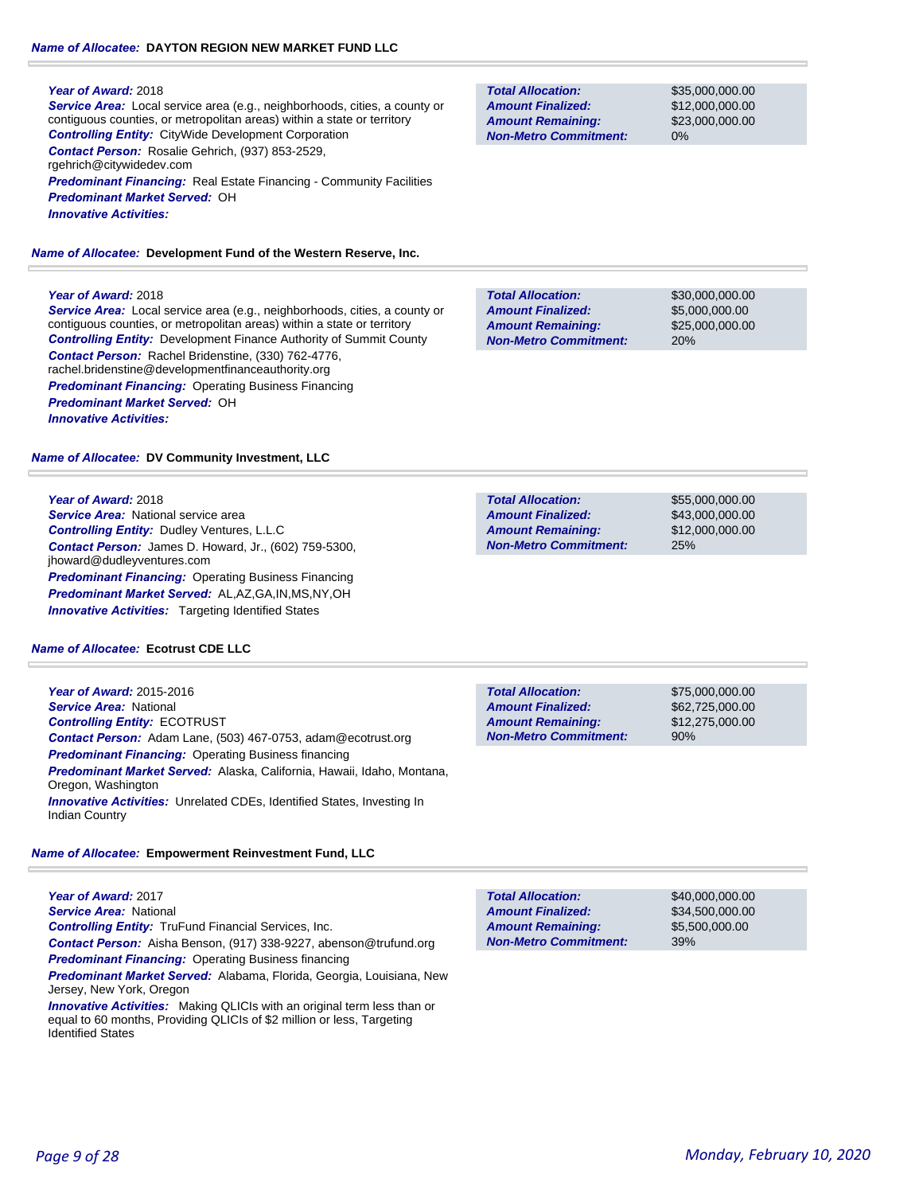**Name of Allocatee:** **DAYTON REGION NEW MARKET FUND LLC**

***Year of Award:*** 2018
***Service Area:*** Local service area (e.g., neighborhoods, cities, a county or contiguous counties, or metropolitan areas) within a state or territory
***Controlling Entity:*** CityWide Development Corporation
***Contact Person:*** Rosalie Gehrich, (937) 853-2529, rgehrich@citywidedev.com
***Predominant Financing:*** Real Estate Financing - Community Facilities
***Predominant Market Served:*** OH
***Innovative Activities:***

| | |
|---|---|
| ***Total Allocation:*** | $35,000,000.00 |
| ***Amount Finalized:*** | $12,000,000.00 |
| ***Amount Remaining:*** | $23,000,000.00 |
| ***Non-Metro Commitment:*** | 0% |

**Name of Allocatee:** **Development Fund of the Western Reserve, Inc.**

***Year of Award:*** 2018
***Service Area:*** Local service area (e.g., neighborhoods, cities, a county or contiguous counties, or metropolitan areas) within a state or territory
***Controlling Entity:*** Development Finance Authority of Summit County
***Contact Person:*** Rachel Bridenstine, (330) 762-4776, rachel.bridenstine@developmentfinanceauthority.org
***Predominant Financing:*** Operating Business Financing
***Predominant Market Served:*** OH
***Innovative Activities:***

| | |
|---|---|
| ***Total Allocation:*** | $30,000,000.00 |
| ***Amount Finalized:*** | $5,000,000.00 |
| ***Amount Remaining:*** | $25,000,000.00 |
| ***Non-Metro Commitment:*** | 20% |

**Name of Allocatee:** **DV Community Investment, LLC**

***Year of Award:*** 2018
***Service Area:*** National service area
***Controlling Entity:*** Dudley Ventures, L.L.C
***Contact Person:*** James D. Howard, Jr., (602) 759-5300, jhoward@dudleyventures.com
***Predominant Financing:*** Operating Business Financing
***Predominant Market Served:*** AL,AZ,GA,IN,MS,NY,OH
***Innovative Activities:*** Targeting Identified States

| | |
|---|---|
| ***Total Allocation:*** | $55,000,000.00 |
| ***Amount Finalized:*** | $43,000,000.00 |
| ***Amount Remaining:*** | $12,000,000.00 |
| ***Non-Metro Commitment:*** | 25% |

**Name of Allocatee:** **Ecotrust CDE LLC**

***Year of Award:*** 2015-2016
***Service Area:*** National
***Controlling Entity:*** ECOTRUST
***Contact Person:*** Adam Lane, (503) 467-0753, adam@ecotrust.org
***Predominant Financing:*** Operating Business financing
***Predominant Market Served:*** Alaska, California, Hawaii, Idaho, Montana, Oregon, Washington
***Innovative Activities:*** Unrelated CDEs, Identified States, Investing In Indian Country

| | |
|---|---|
| ***Total Allocation:*** | $75,000,000.00 |
| ***Amount Finalized:*** | $62,725,000.00 |
| ***Amount Remaining:*** | $12,275,000.00 |
| ***Non-Metro Commitment:*** | 90% |

**Name of Allocatee:** **Empowerment Reinvestment Fund, LLC**

***Year of Award:*** 2017
***Service Area:*** National
***Controlling Entity:*** TruFund Financial Services, Inc.
***Contact Person:*** Aisha Benson, (917) 338-9227, abenson@trufund.org
***Predominant Financing:*** Operating Business financing
***Predominant Market Served:*** Alabama, Florida, Georgia, Louisiana, New Jersey, New York, Oregon
***Innovative Activities:*** Making QLICIs with an original term less than or equal to 60 months, Providing QLICIs of $2 million or less, Targeting Identified States

| | |
|---|---|
| ***Total Allocation:*** | $40,000,000.00 |
| ***Amount Finalized:*** | $34,500,000.00 |
| ***Amount Remaining:*** | $5,500,000.00 |
| ***Non-Metro Commitment:*** | 39% |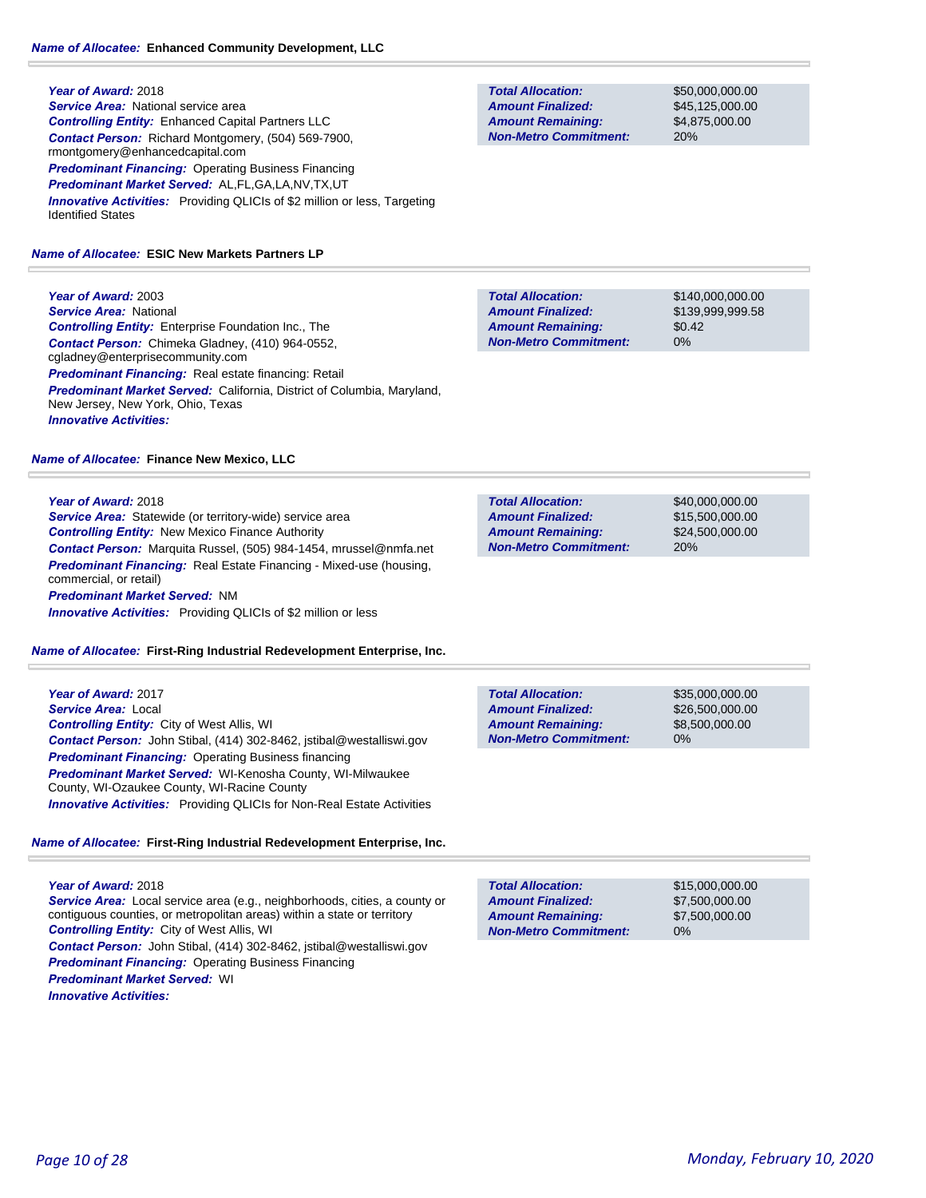**Name of Allocatee:** Enhanced Community Development, LLC

***Year of Award:*** 2018
***Service Area:*** National service area
***Controlling Entity:*** Enhanced Capital Partners LLC
***Contact Person:*** Richard Montgomery, (504) 569-7900, rmontgomery@enhancedcapital.com
***Predominant Financing:*** Operating Business Financing
***Predominant Market Served:*** AL,FL,GA,LA,NV,TX,UT
***Innovative Activities:*** Providing QLICIs of $2 million or less, Targeting Identified States

| | |
|---|---|
| ***Total Allocation:*** | $50,000,000.00 |
| ***Amount Finalized:*** | $45,125,000.00 |
| ***Amount Remaining:*** | $4,875,000.00 |
| ***Non-Metro Commitment:*** | 20% |

**Name of Allocatee:** ESIC New Markets Partners LP

***Year of Award:*** 2003
***Service Area:*** National
***Controlling Entity:*** Enterprise Foundation Inc., The
***Contact Person:*** Chimeka Gladney, (410) 964-0552, cgladney@enterprisecommunity.com
***Predominant Financing:*** Real estate financing: Retail
***Predominant Market Served:*** California, District of Columbia, Maryland, New Jersey, New York, Ohio, Texas
***Innovative Activities:***

| | |
|---|---|
| ***Total Allocation:*** | $140,000,000.00 |
| ***Amount Finalized:*** | $139,999,999.58 |
| ***Amount Remaining:*** | $0.42 |
| ***Non-Metro Commitment:*** | 0% |

**Name of Allocatee:** Finance New Mexico, LLC

***Year of Award:*** 2018
***Service Area:*** Statewide (or territory-wide) service area
***Controlling Entity:*** New Mexico Finance Authority
***Contact Person:*** Marquita Russel, (505) 984-1454, mrussel@nmfa.net
***Predominant Financing:*** Real Estate Financing - Mixed-use (housing, commercial, or retail)
***Predominant Market Served:*** NM
***Innovative Activities:*** Providing QLICIs of $2 million or less

| | |
|---|---|
| ***Total Allocation:*** | $40,000,000.00 |
| ***Amount Finalized:*** | $15,500,000.00 |
| ***Amount Remaining:*** | $24,500,000.00 |
| ***Non-Metro Commitment:*** | 20% |

**Name of Allocatee:** First-Ring Industrial Redevelopment Enterprise, Inc.

***Year of Award:*** 2017
***Service Area:*** Local
***Controlling Entity:*** City of West Allis, WI
***Contact Person:*** John Stibal, (414) 302-8462, jstibal@westalliswi.gov
***Predominant Financing:*** Operating Business financing
***Predominant Market Served:*** WI-Kenosha County, WI-Milwaukee County, WI-Ozaukee County, WI-Racine County
***Innovative Activities:*** Providing QLICIs for Non-Real Estate Activities

| | |
|---|---|
| ***Total Allocation:*** | $35,000,000.00 |
| ***Amount Finalized:*** | $26,500,000.00 |
| ***Amount Remaining:*** | $8,500,000.00 |
| ***Non-Metro Commitment:*** | 0% |

**Name of Allocatee:** First-Ring Industrial Redevelopment Enterprise, Inc.

***Year of Award:*** 2018
***Service Area:*** Local service area (e.g., neighborhoods, cities, a county or contiguous counties, or metropolitan areas) within a state or territory
***Controlling Entity:*** City of West Allis, WI
***Contact Person:*** John Stibal, (414) 302-8462, jstibal@westalliswi.gov
***Predominant Financing:*** Operating Business Financing
***Predominant Market Served:*** WI
***Innovative Activities:***

| | |
|---|---|
| ***Total Allocation:*** | $15,000,000.00 |
| ***Amount Finalized:*** | $7,500,000.00 |
| ***Amount Remaining:*** | $7,500,000.00 |
| ***Non-Metro Commitment:*** | 0% |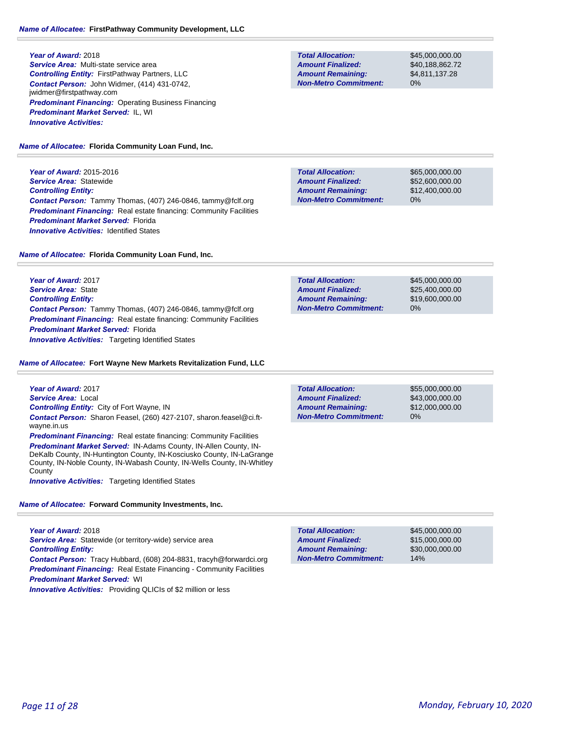**Name of Allocatee:** FirstPathway Community Development, LLC

***Year of Award:*** 2018
***Service Area:*** Multi-state service area
***Controlling Entity:*** FirstPathway Partners, LLC
***Contact Person:*** John Widmer, (414) 431-0742, jwidmer@firstpathway.com
***Predominant Financing:*** Operating Business Financing
***Predominant Market Served:*** IL, WI
***Innovative Activities:***

| | |
|---|---|
| ***Total Allocation:*** | $45,000,000.00 |
| ***Amount Finalized:*** | $40,188,862.72 |
| ***Amount Remaining:*** | $4,811,137.28 |
| ***Non-Metro Commitment:*** | 0% |

**Name of Allocatee:** Florida Community Loan Fund, Inc.

***Year of Award:*** 2015-2016
***Service Area:*** Statewide
***Controlling Entity:***
***Contact Person:*** Tammy Thomas, (407) 246-0846, tammy@fclf.org
***Predominant Financing:*** Real estate financing: Community Facilities
***Predominant Market Served:*** Florida
***Innovative Activities:*** Identified States

| | |
|---|---|
| ***Total Allocation:*** | $65,000,000.00 |
| ***Amount Finalized:*** | $52,600,000.00 |
| ***Amount Remaining:*** | $12,400,000.00 |
| ***Non-Metro Commitment:*** | 0% |

**Name of Allocatee:** Florida Community Loan Fund, Inc.

***Year of Award:*** 2017
***Service Area:*** State
***Controlling Entity:***
***Contact Person:*** Tammy Thomas, (407) 246-0846, tammy@fclf.org
***Predominant Financing:*** Real estate financing: Community Facilities
***Predominant Market Served:*** Florida
***Innovative Activities:*** Targeting Identified States

| | |
|---|---|
| ***Total Allocation:*** | $45,000,000.00 |
| ***Amount Finalized:*** | $25,400,000.00 |
| ***Amount Remaining:*** | $19,600,000.00 |
| ***Non-Metro Commitment:*** | 0% |

**Name of Allocatee:** Fort Wayne New Markets Revitalization Fund, LLC

***Year of Award:*** 2017
***Service Area:*** Local
***Controlling Entity:*** City of Fort Wayne, IN
***Contact Person:*** Sharon Feasel, (260) 427-2107, sharon.feasel@ci.ft-wayne.in.us
***Predominant Financing:*** Real estate financing: Community Facilities
***Predominant Market Served:*** IN-Adams County, IN-Allen County, IN-DeKalb County, IN-Huntington County, IN-Kosciusko County, IN-LaGrange County, IN-Noble County, IN-Wabash County, IN-Wells County, IN-Whitley County
***Innovative Activities:*** Targeting Identified States

| | |
|---|---|
| ***Total Allocation:*** | $55,000,000.00 |
| ***Amount Finalized:*** | $43,000,000.00 |
| ***Amount Remaining:*** | $12,000,000.00 |
| ***Non-Metro Commitment:*** | 0% |

**Name of Allocatee:** Forward Community Investments, Inc.

***Year of Award:*** 2018
***Service Area:*** Statewide (or territory-wide) service area
***Controlling Entity:***
***Contact Person:*** Tracy Hubbard, (608) 204-8831, tracyh@forwardci.org
***Predominant Financing:*** Real Estate Financing - Community Facilities
***Predominant Market Served:*** WI
***Innovative Activities:*** Providing QLICIs of $2 million or less

| | |
|---|---|
| ***Total Allocation:*** | $45,000,000.00 |
| ***Amount Finalized:*** | $15,000,000.00 |
| ***Amount Remaining:*** | $30,000,000.00 |
| ***Non-Metro Commitment:*** | 14% |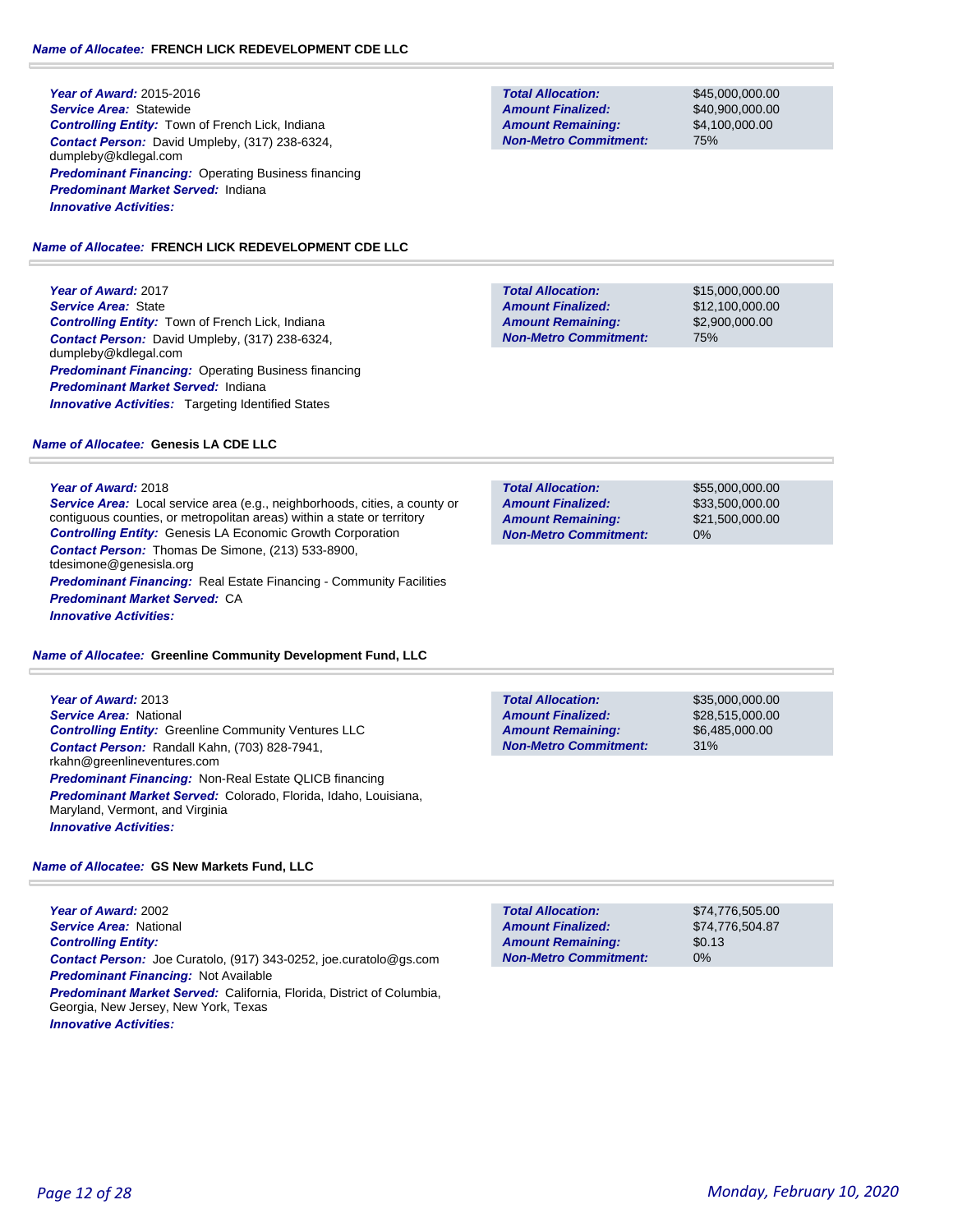**Name of Allocatee:** **FRENCH LICK REDEVELOPMENT CDE LLC**

***Year of Award:*** 2015-2016
***Service Area:*** Statewide
***Controlling Entity:*** Town of French Lick, Indiana
***Contact Person:*** David Umpleby, (317) 238-6324, dumpleby@kdlegal.com
***Predominant Financing:*** Operating Business financing
***Predominant Market Served:*** Indiana
***Innovative Activities:***

| | |
|---|---|
| **Total Allocation:** | $45,000,000.00 |
| **Amount Finalized:** | $40,900,000.00 |
| **Amount Remaining:** | $4,100,000.00 |
| **Non-Metro Commitment:** | 75% |

**Name of Allocatee:** **FRENCH LICK REDEVELOPMENT CDE LLC**

***Year of Award:*** 2017
***Service Area:*** State
***Controlling Entity:*** Town of French Lick, Indiana
***Contact Person:*** David Umpleby, (317) 238-6324, dumpleby@kdlegal.com
***Predominant Financing:*** Operating Business financing
***Predominant Market Served:*** Indiana
***Innovative Activities:*** Targeting Identified States

| | |
|---|---|
| **Total Allocation:** | $15,000,000.00 |
| **Amount Finalized:** | $12,100,000.00 |
| **Amount Remaining:** | $2,900,000.00 |
| **Non-Metro Commitment:** | 75% |

**Name of Allocatee:** **Genesis LA CDE LLC**

***Year of Award:*** 2018
***Service Area:*** Local service area (e.g., neighborhoods, cities, a county or contiguous counties, or metropolitan areas) within a state or territory
***Controlling Entity:*** Genesis LA Economic Growth Corporation
***Contact Person:*** Thomas De Simone, (213) 533-8900, tdesimone@genesisla.org
***Predominant Financing:*** Real Estate Financing - Community Facilities
***Predominant Market Served:*** CA
***Innovative Activities:***

| | |
|---|---|
| **Total Allocation:** | $55,000,000.00 |
| **Amount Finalized:** | $33,500,000.00 |
| **Amount Remaining:** | $21,500,000.00 |
| **Non-Metro Commitment:** | 0% |

**Name of Allocatee:** **Greenline Community Development Fund, LLC**

***Year of Award:*** 2013
***Service Area:*** National
***Controlling Entity:*** Greenline Community Ventures LLC
***Contact Person:*** Randall Kahn, (703) 828-7941, rkahn@greenlineventures.com
***Predominant Financing:*** Non-Real Estate QLICB financing
***Predominant Market Served:*** Colorado, Florida, Idaho, Louisiana, Maryland, Vermont, and Virginia
***Innovative Activities:***

| | |
|---|---|
| **Total Allocation:** | $35,000,000.00 |
| **Amount Finalized:** | $28,515,000.00 |
| **Amount Remaining:** | $6,485,000.00 |
| **Non-Metro Commitment:** | 31% |

**Name of Allocatee:** **GS New Markets Fund, LLC**

***Year of Award:*** 2002
***Service Area:*** National
***Controlling Entity:***
***Contact Person:*** Joe Curatolo, (917) 343-0252, joe.curatolo@gs.com
***Predominant Financing:*** Not Available
***Predominant Market Served:*** California, Florida, District of Columbia, Georgia, New Jersey, New York, Texas
***Innovative Activities:***

| | |
|---|---|
| **Total Allocation:** | $74,776,505.00 |
| **Amount Finalized:** | $74,776,504.87 |
| **Amount Remaining:** | $0.13 |
| **Non-Metro Commitment:** | 0% |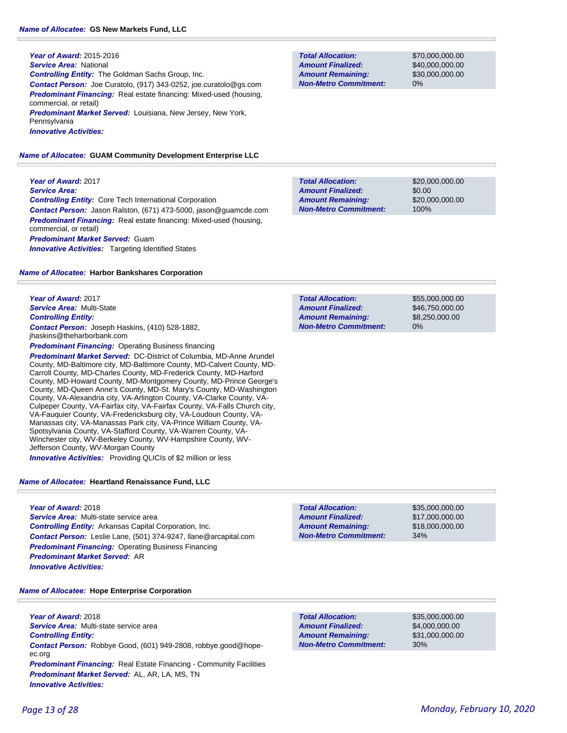**Name of Allocatee:** **GS New Markets Fund, LLC**

***Year of Award:*** 2015-2016
***Service Area:*** National
***Controlling Entity:*** The Goldman Sachs Group, Inc.
***Contact Person:*** Joe Curatolo, (917) 343-0252, joe.curatolo@gs.com
***Predominant Financing:*** Real estate financing: Mixed-used (housing, commercial, or retail)
***Predominant Market Served:*** Louisiana, New Jersey, New York, Pennsylvania
***Innovative Activities:***

| | |
|---|---|
| ***Total Allocation:*** | $70,000,000.00 |
| ***Amount Finalized:*** | $40,000,000.00 |
| ***Amount Remaining:*** | $30,000,000.00 |
| ***Non-Metro Commitment:*** | 0% |

**Name of Allocatee:** **GUAM Community Development Enterprise LLC**

***Year of Award:*** 2017
***Service Area:***
***Controlling Entity:*** Core Tech International Corporation
***Contact Person:*** Jason Ralston, (671) 473-5000, jason@guamcde.com
***Predominant Financing:*** Real estate financing: Mixed-used (housing, commercial, or retail)
***Predominant Market Served:*** Guam
***Innovative Activities:*** Targeting Identified States

| | |
|---|---|
| ***Total Allocation:*** | $20,000,000.00 |
| ***Amount Finalized:*** | $0.00 |
| ***Amount Remaining:*** | $20,000,000.00 |
| ***Non-Metro Commitment:*** | 100% |

**Name of Allocatee:** **Harbor Bankshares Corporation**

***Year of Award:*** 2017
***Service Area:*** Multi-State
***Controlling Entity:***
***Contact Person:*** Joseph Haskins, (410) 528-1882, jhaskins@theharborbank.com
***Predominant Financing:*** Operating Business financing
***Predominant Market Served:*** DC-District of Columbia, MD-Anne Arundel County, MD-Baltimore city, MD-Baltimore County, MD-Calvert County, MD-Carroll County, MD-Charles County, MD-Frederick County, MD-Harford County, MD-Howard County, MD-Montgomery County, MD-Prince George's County, MD-Queen Anne's County, MD-St. Mary's County, MD-Washington County, VA-Alexandria city, VA-Arlington County, VA-Clarke County, VA-Culpeper County, VA-Fairfax city, VA-Fairfax County, VA-Falls Church city, VA-Fauquier County, VA-Fredericksburg city, VA-Loudoun County, VA-Manassas city, VA-Manassas Park city, VA-Prince William County, VA-Spotsylvania County, VA-Stafford County, VA-Warren County, VA-Winchester city, WV-Berkeley County, WV-Hampshire County, WV-Jefferson County, WV-Morgan County
***Innovative Activities:*** Providing QLICIs of $2 million or less

| | |
|---|---|
| ***Total Allocation:*** | $55,000,000.00 |
| ***Amount Finalized:*** | $46,750,000.00 |
| ***Amount Remaining:*** | $8,250,000.00 |
| ***Non-Metro Commitment:*** | 0% |

**Name of Allocatee:** **Heartland Renaissance Fund, LLC**

***Year of Award:*** 2018
***Service Area:*** Multi-state service area
***Controlling Entity:*** Arkansas Capital Corporation, Inc.
***Contact Person:*** Leslie Lane, (501) 374-9247, llane@arcapital.com
***Predominant Financing:*** Operating Business Financing
***Predominant Market Served:*** AR
***Innovative Activities:***

| | |
|---|---|
| ***Total Allocation:*** | $35,000,000.00 |
| ***Amount Finalized:*** | $17,000,000.00 |
| ***Amount Remaining:*** | $18,000,000.00 |
| ***Non-Metro Commitment:*** | 34% |

**Name of Allocatee:** **Hope Enterprise Corporation**

***Year of Award:*** 2018
***Service Area:*** Multi-state service area
***Controlling Entity:***
***Contact Person:*** Robbye Good, (601) 949-2808, robbye.good@hope-ec.org
***Predominant Financing:*** Real Estate Financing - Community Facilities
***Predominant Market Served:*** AL, AR, LA, MS, TN
***Innovative Activities:***

| | |
|---|---|
| ***Total Allocation:*** | $35,000,000.00 |
| ***Amount Finalized:*** | $4,000,000.00 |
| ***Amount Remaining:*** | $31,000,000.00 |
| ***Non-Metro Commitment:*** | 30% |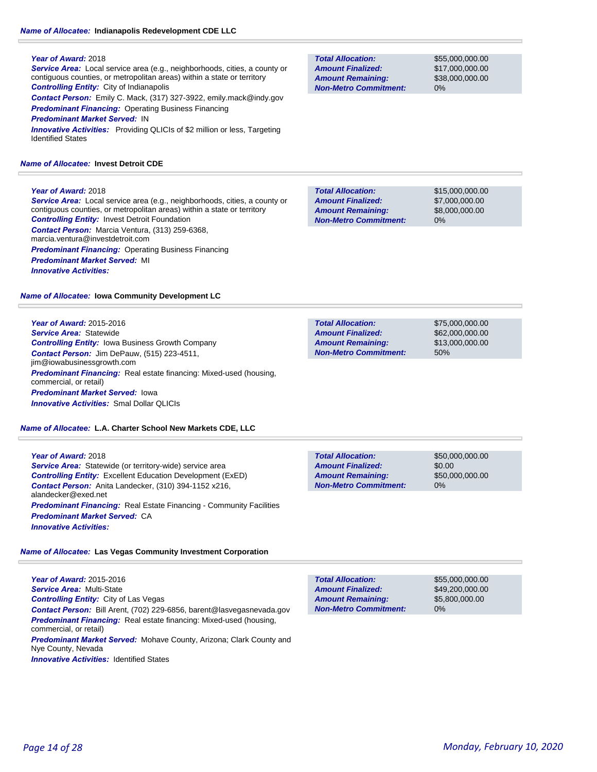**Name of Allocatee:** **Indianapolis Redevelopment CDE LLC**

**Year of Award:** 2018
**Service Area:** Local service area (e.g., neighborhoods, cities, a county or contiguous counties, or metropolitan areas) within a state or territory
**Controlling Entity:** City of Indianapolis
**Contact Person:** Emily C. Mack, (317) 327-3922, emily.mack@indy.gov
**Predominant Financing:** Operating Business Financing
**Predominant Market Served:** IN
**Innovative Activities:** Providing QLICIs of $2 million or less, Targeting Identified States

| | |
|---|---|
| **Total Allocation:** | $55,000,000.00 |
| **Amount Finalized:** | $17,000,000.00 |
| **Amount Remaining:** | $38,000,000.00 |
| **Non-Metro Commitment:** | 0% |

**Name of Allocatee:** **Invest Detroit CDE**

**Year of Award:** 2018
**Service Area:** Local service area (e.g., neighborhoods, cities, a county or contiguous counties, or metropolitan areas) within a state or territory
**Controlling Entity:** Invest Detroit Foundation
**Contact Person:** Marcia Ventura, (313) 259-6368, marcia.ventura@investdetroit.com
**Predominant Financing:** Operating Business Financing
**Predominant Market Served:** MI
**Innovative Activities:**

| | |
|---|---|
| **Total Allocation:** | $15,000,000.00 |
| **Amount Finalized:** | $7,000,000.00 |
| **Amount Remaining:** | $8,000,000.00 |
| **Non-Metro Commitment:** | 0% |

**Name of Allocatee:** **Iowa Community Development LC**

**Year of Award:** 2015-2016
**Service Area:** Statewide
**Controlling Entity:** Iowa Business Growth Company
**Contact Person:** Jim DePauw, (515) 223-4511, jim@iowabusinessgrowth.com
**Predominant Financing:** Real estate financing: Mixed-used (housing, commercial, or retail)
**Predominant Market Served:** Iowa
**Innovative Activities:** Smal Dollar QLICIs

| | |
|---|---|
| **Total Allocation:** | $75,000,000.00 |
| **Amount Finalized:** | $62,000,000.00 |
| **Amount Remaining:** | $13,000,000.00 |
| **Non-Metro Commitment:** | 50% |

**Name of Allocatee:** **L.A. Charter School New Markets CDE, LLC**

**Year of Award:** 2018
**Service Area:** Statewide (or territory-wide) service area
**Controlling Entity:** Excellent Education Development (ExED)
**Contact Person:** Anita Landecker, (310) 394-1152 x216, alandecker@exed.net
**Predominant Financing:** Real Estate Financing - Community Facilities
**Predominant Market Served:** CA
**Innovative Activities:**

| | |
|---|---|
| **Total Allocation:** | $50,000,000.00 |
| **Amount Finalized:** | $0.00 |
| **Amount Remaining:** | $50,000,000.00 |
| **Non-Metro Commitment:** | 0% |

**Name of Allocatee:** **Las Vegas Community Investment Corporation**

**Year of Award:** 2015-2016
**Service Area:** Multi-State
**Controlling Entity:** City of Las Vegas
**Contact Person:** Bill Arent, (702) 229-6856, barent@lasvegasnevada.gov
**Predominant Financing:** Real estate financing: Mixed-used (housing, commercial, or retail)
**Predominant Market Served:** Mohave County, Arizona; Clark County and Nye County, Nevada
**Innovative Activities:** Identified States

| | |
|---|---|
| **Total Allocation:** | $55,000,000.00 |
| **Amount Finalized:** | $49,200,000.00 |
| **Amount Remaining:** | $5,800,000.00 |
| **Non-Metro Commitment:** | 0% |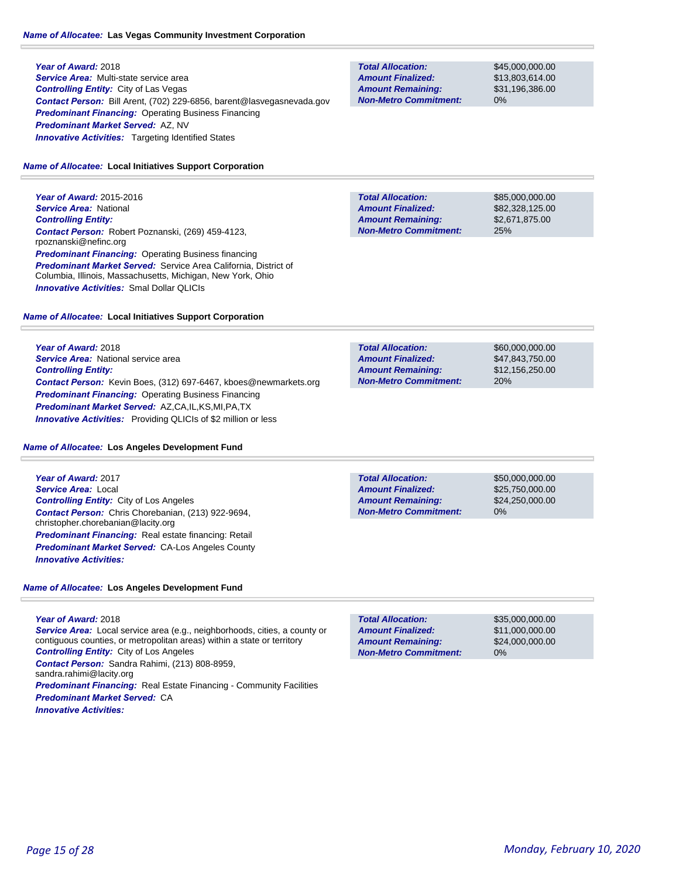**Name of Allocatee:** **Las Vegas Community Investment Corporation**

**Year of Award:** 2018
**Service Area:** Multi-state service area
**Controlling Entity:** City of Las Vegas
**Contact Person:** Bill Arent, (702) 229-6856, barent@lasvegasnevada.gov
**Predominant Financing:** Operating Business Financing
**Predominant Market Served:** AZ, NV
**Innovative Activities:** Targeting Identified States

| | |
|---|---|
| **Total Allocation:** | $45,000,000.00 |
| **Amount Finalized:** | $13,803,614.00 |
| **Amount Remaining:** | $31,196,386.00 |
| **Non-Metro Commitment:** | 0% |

**Name of Allocatee:** **Local Initiatives Support Corporation**

**Year of Award:** 2015-2016
**Service Area:** National
**Controlling Entity:**
**Contact Person:** Robert Poznanski, (269) 459-4123, rpoznanski@nefinc.org
**Predominant Financing:** Operating Business financing
**Predominant Market Served:** Service Area California, District of Columbia, Illinois, Massachusetts, Michigan, New York, Ohio
**Innovative Activities:** Smal Dollar QLICIs

| | |
|---|---|
| **Total Allocation:** | $85,000,000.00 |
| **Amount Finalized:** | $82,328,125.00 |
| **Amount Remaining:** | $2,671,875.00 |
| **Non-Metro Commitment:** | 25% |

**Name of Allocatee:** **Local Initiatives Support Corporation**

**Year of Award:** 2018
**Service Area:** National service area
**Controlling Entity:**
**Contact Person:** Kevin Boes, (312) 697-6467, kboes@newmarkets.org
**Predominant Financing:** Operating Business Financing
**Predominant Market Served:** AZ,CA,IL,KS,MI,PA,TX
**Innovative Activities:** Providing QLICIs of $2 million or less

| | |
|---|---|
| **Total Allocation:** | $60,000,000.00 |
| **Amount Finalized:** | $47,843,750.00 |
| **Amount Remaining:** | $12,156,250.00 |
| **Non-Metro Commitment:** | 20% |

**Name of Allocatee:** **Los Angeles Development Fund**

**Year of Award:** 2017
**Service Area:** Local
**Controlling Entity:** City of Los Angeles
**Contact Person:** Chris Chorebanian, (213) 922-9694, christopher.chorebanian@lacity.org
**Predominant Financing:** Real estate financing: Retail
**Predominant Market Served:** CA-Los Angeles County
**Innovative Activities:**

| | |
|---|---|
| **Total Allocation:** | $50,000,000.00 |
| **Amount Finalized:** | $25,750,000.00 |
| **Amount Remaining:** | $24,250,000.00 |
| **Non-Metro Commitment:** | 0% |

**Name of Allocatee:** **Los Angeles Development Fund**

**Year of Award:** 2018
**Service Area:** Local service area (e.g., neighborhoods, cities, a county or contiguous counties, or metropolitan areas) within a state or territory
**Controlling Entity:** City of Los Angeles
**Contact Person:** Sandra Rahimi, (213) 808-8959, sandra.rahimi@lacity.org
**Predominant Financing:** Real Estate Financing - Community Facilities
**Predominant Market Served:** CA
**Innovative Activities:**

| | |
|---|---|
| **Total Allocation:** | $35,000,000.00 |
| **Amount Finalized:** | $11,000,000.00 |
| **Amount Remaining:** | $24,000,000.00 |
| **Non-Metro Commitment:** | 0% |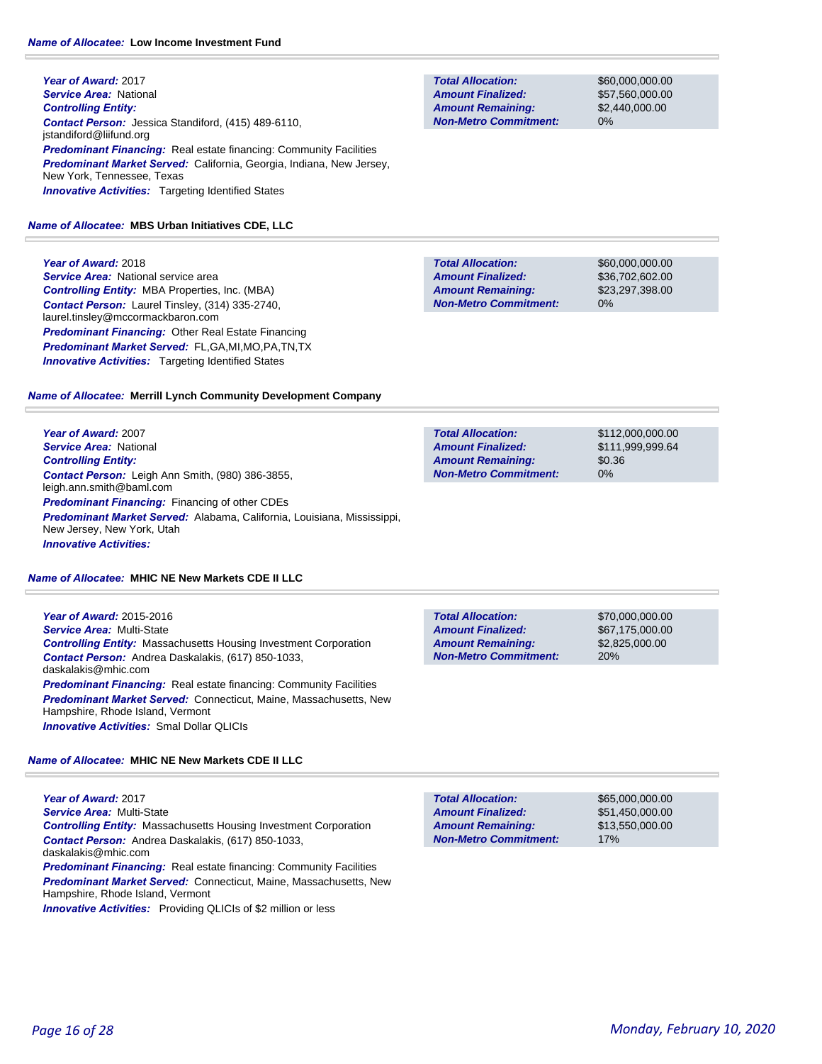**Name of Allocatee: Low Income Investment Fund**

***Year of Award:*** 2017
***Service Area:*** National
***Controlling Entity:***
***Contact Person:*** Jessica Standiford, (415) 489-6110, jstandiford@liifund.org
***Predominant Financing:*** Real estate financing: Community Facilities
***Predominant Market Served:*** California, Georgia, Indiana, New Jersey, New York, Tennessee, Texas
***Innovative Activities:*** Targeting Identified States

| | |
|---|---|
| ***Total Allocation:*** | $60,000,000.00 |
| ***Amount Finalized:*** | $57,560,000.00 |
| ***Amount Remaining:*** | $2,440,000.00 |
| ***Non-Metro Commitment:*** | 0% |

**Name of Allocatee: MBS Urban Initiatives CDE, LLC**

***Year of Award:*** 2018
***Service Area:*** National service area
***Controlling Entity:*** MBA Properties, Inc. (MBA)
***Contact Person:*** Laurel Tinsley, (314) 335-2740, laurel.tinsley@mccormackbaron.com
***Predominant Financing:*** Other Real Estate Financing
***Predominant Market Served:*** FL,GA,MI,MO,PA,TN,TX
***Innovative Activities:*** Targeting Identified States

| | |
|---|---|
| ***Total Allocation:*** | $60,000,000.00 |
| ***Amount Finalized:*** | $36,702,602.00 |
| ***Amount Remaining:*** | $23,297,398.00 |
| ***Non-Metro Commitment:*** | 0% |

**Name of Allocatee: Merrill Lynch Community Development Company**

***Year of Award:*** 2007
***Service Area:*** National
***Controlling Entity:***
***Contact Person:*** Leigh Ann Smith, (980) 386-3855, leigh.ann.smith@baml.com
***Predominant Financing:*** Financing of other CDEs
***Predominant Market Served:*** Alabama, California, Louisiana, Mississippi, New Jersey, New York, Utah
***Innovative Activities:***

| | |
|---|---|
| ***Total Allocation:*** | $112,000,000.00 |
| ***Amount Finalized:*** | $111,999,999.64 |
| ***Amount Remaining:*** | $0.36 |
| ***Non-Metro Commitment:*** | 0% |

**Name of Allocatee: MHIC NE New Markets CDE II LLC**

***Year of Award:*** 2015-2016
***Service Area:*** Multi-State
***Controlling Entity:*** Massachusetts Housing Investment Corporation
***Contact Person:*** Andrea Daskalakis, (617) 850-1033, daskalakis@mhic.com
***Predominant Financing:*** Real estate financing: Community Facilities
***Predominant Market Served:*** Connecticut, Maine, Massachusetts, New Hampshire, Rhode Island, Vermont
***Innovative Activities:*** Smal Dollar QLICIs

| | |
|---|---|
| ***Total Allocation:*** | $70,000,000.00 |
| ***Amount Finalized:*** | $67,175,000.00 |
| ***Amount Remaining:*** | $2,825,000.00 |
| ***Non-Metro Commitment:*** | 20% |

**Name of Allocatee: MHIC NE New Markets CDE II LLC**

***Year of Award:*** 2017
***Service Area:*** Multi-State
***Controlling Entity:*** Massachusetts Housing Investment Corporation
***Contact Person:*** Andrea Daskalakis, (617) 850-1033, daskalakis@mhic.com
***Predominant Financing:*** Real estate financing: Community Facilities
***Predominant Market Served:*** Connecticut, Maine, Massachusetts, New Hampshire, Rhode Island, Vermont
***Innovative Activities:*** Providing QLICIs of $2 million or less

| | |
|---|---|
| ***Total Allocation:*** | $65,000,000.00 |
| ***Amount Finalized:*** | $51,450,000.00 |
| ***Amount Remaining:*** | $13,550,000.00 |
| ***Non-Metro Commitment:*** | 17% |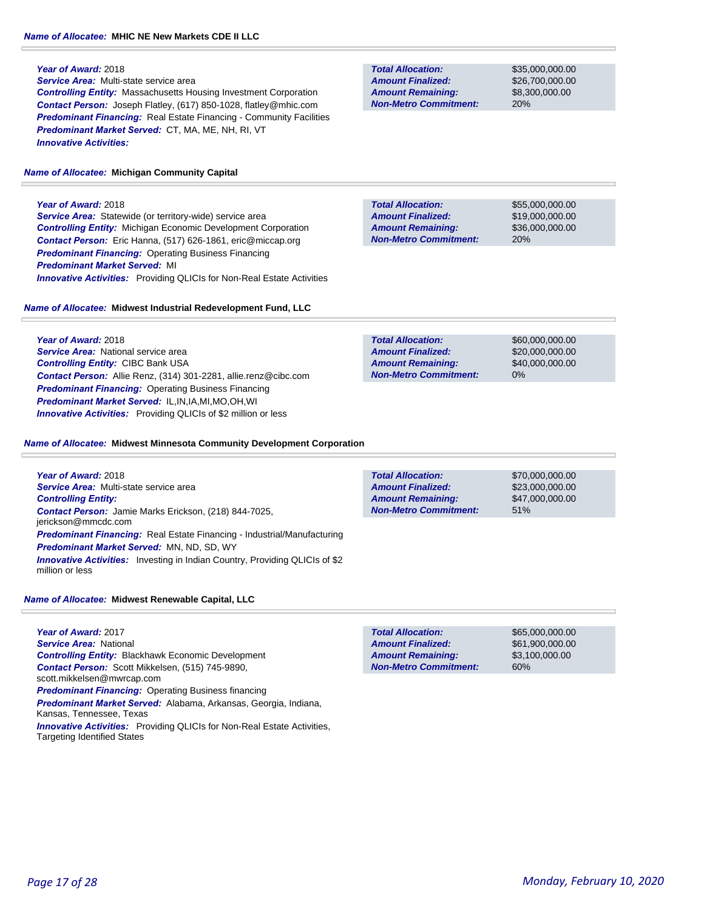### Name of Allocatee: MHIC NE New Markets CDE II LLC

***Year of Award:*** 2018
***Service Area:*** Multi-state service area
***Controlling Entity:*** Massachusetts Housing Investment Corporation
***Contact Person:*** Joseph Flatley, (617) 850-1028, flatley@mhic.com
***Predominant Financing:*** Real Estate Financing - Community Facilities
***Predominant Market Served:*** CT, MA, ME, NH, RI, VT
***Innovative Activities:***

| | |
|---|---|
| **Total Allocation:** | $35,000,000.00 |
| **Amount Finalized:** | $26,700,000.00 |
| **Amount Remaining:** | $8,300,000.00 |
| **Non-Metro Commitment:** | 20% |

### Name of Allocatee: Michigan Community Capital

***Year of Award:*** 2018
***Service Area:*** Statewide (or territory-wide) service area
***Controlling Entity:*** Michigan Economic Development Corporation
***Contact Person:*** Eric Hanna, (517) 626-1861, eric@miccap.org
***Predominant Financing:*** Operating Business Financing
***Predominant Market Served:*** MI
***Innovative Activities:*** Providing QLICIs for Non-Real Estate Activities

| | |
|---|---|
| **Total Allocation:** | $55,000,000.00 |
| **Amount Finalized:** | $19,000,000.00 |
| **Amount Remaining:** | $36,000,000.00 |
| **Non-Metro Commitment:** | 20% |

### Name of Allocatee: Midwest Industrial Redevelopment Fund, LLC

***Year of Award:*** 2018
***Service Area:*** National service area
***Controlling Entity:*** CIBC Bank USA
***Contact Person:*** Allie Renz, (314) 301-2281, allie.renz@cibc.com
***Predominant Financing:*** Operating Business Financing
***Predominant Market Served:*** IL,IN,IA,MI,MO,OH,WI
***Innovative Activities:*** Providing QLICIs of $2 million or less

| | |
|---|---|
| **Total Allocation:** | $60,000,000.00 |
| **Amount Finalized:** | $20,000,000.00 |
| **Amount Remaining:** | $40,000,000.00 |
| **Non-Metro Commitment:** | 0% |

### Name of Allocatee: Midwest Minnesota Community Development Corporation

***Year of Award:*** 2018
***Service Area:*** Multi-state service area
***Controlling Entity:***
***Contact Person:*** Jamie Marks Erickson, (218) 844-7025, jerickson@mmcdc.com
***Predominant Financing:*** Real Estate Financing - Industrial/Manufacturing
***Predominant Market Served:*** MN, ND, SD, WY
***Innovative Activities:*** Investing in Indian Country, Providing QLICIs of $2 million or less

| | |
|---|---|
| **Total Allocation:** | $70,000,000.00 |
| **Amount Finalized:** | $23,000,000.00 |
| **Amount Remaining:** | $47,000,000.00 |
| **Non-Metro Commitment:** | 51% |

### Name of Allocatee: Midwest Renewable Capital, LLC

***Year of Award:*** 2017
***Service Area:*** National
***Controlling Entity:*** Blackhawk Economic Development
***Contact Person:*** Scott Mikkelsen, (515) 745-9890, scott.mikkelsen@mwrcap.com
***Predominant Financing:*** Operating Business financing
***Predominant Market Served:*** Alabama, Arkansas, Georgia, Indiana, Kansas, Tennessee, Texas
***Innovative Activities:*** Providing QLICIs for Non-Real Estate Activities, Targeting Identified States

| | |
|---|---|
| **Total Allocation:** | $65,000,000.00 |
| **Amount Finalized:** | $61,900,000.00 |
| **Amount Remaining:** | $3,100,000.00 |
| **Non-Metro Commitment:** | 60% |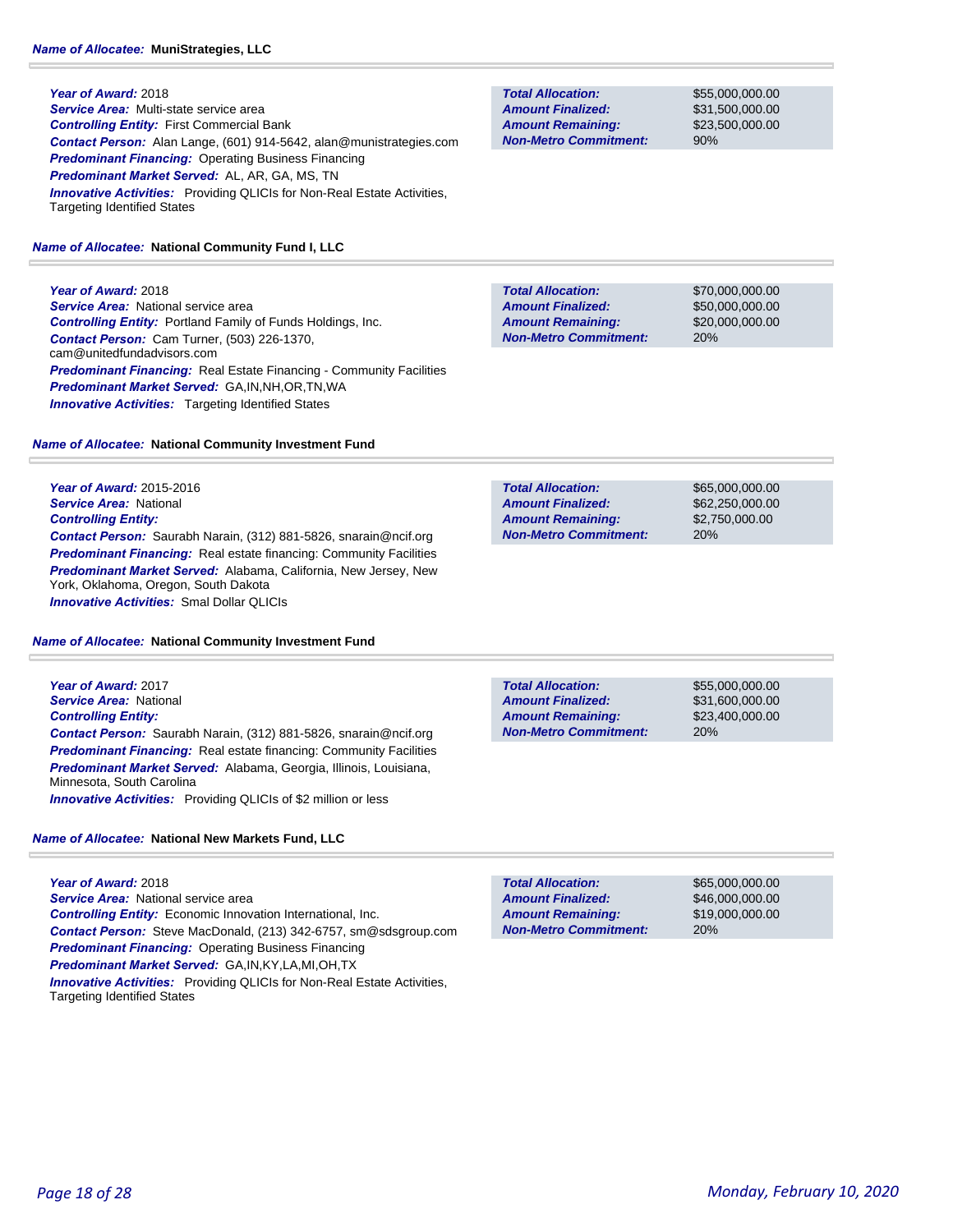**Name of Allocatee:** MuniStrategies, LLC

**Year of Award:** 2018
**Service Area:** Multi-state service area
**Controlling Entity:** First Commercial Bank
**Contact Person:** Alan Lange, (601) 914-5642, alan@munistrategies.com
**Predominant Financing:** Operating Business Financing
**Predominant Market Served:** AL, AR, GA, MS, TN
**Innovative Activities:** Providing QLICIs for Non-Real Estate Activities, Targeting Identified States

| | |
|---|---|
| **Total Allocation:** | $55,000,000.00 |
| **Amount Finalized:** | $31,500,000.00 |
| **Amount Remaining:** | $23,500,000.00 |
| **Non-Metro Commitment:** | 90% |

**Name of Allocatee:** National Community Fund I, LLC

**Year of Award:** 2018
**Service Area:** National service area
**Controlling Entity:** Portland Family of Funds Holdings, Inc.
**Contact Person:** Cam Turner, (503) 226-1370, cam@unitedfundadvisors.com
**Predominant Financing:** Real Estate Financing - Community Facilities
**Predominant Market Served:** GA,IN,NH,OR,TN,WA
**Innovative Activities:** Targeting Identified States

| | |
|---|---|
| **Total Allocation:** | $70,000,000.00 |
| **Amount Finalized:** | $50,000,000.00 |
| **Amount Remaining:** | $20,000,000.00 |
| **Non-Metro Commitment:** | 20% |

**Name of Allocatee:** National Community Investment Fund

**Year of Award:** 2015-2016
**Service Area:** National
**Controlling Entity:**
**Contact Person:** Saurabh Narain, (312) 881-5826, snarain@ncif.org
**Predominant Financing:** Real estate financing: Community Facilities
**Predominant Market Served:** Alabama, California, New Jersey, New York, Oklahoma, Oregon, South Dakota
**Innovative Activities:** Smal Dollar QLICIs

| | |
|---|---|
| **Total Allocation:** | $65,000,000.00 |
| **Amount Finalized:** | $62,250,000.00 |
| **Amount Remaining:** | $2,750,000.00 |
| **Non-Metro Commitment:** | 20% |

**Name of Allocatee:** National Community Investment Fund

**Year of Award:** 2017
**Service Area:** National
**Controlling Entity:**
**Contact Person:** Saurabh Narain, (312) 881-5826, snarain@ncif.org
**Predominant Financing:** Real estate financing: Community Facilities
**Predominant Market Served:** Alabama, Georgia, Illinois, Louisiana, Minnesota, South Carolina
**Innovative Activities:** Providing QLICIs of $2 million or less

| | |
|---|---|
| **Total Allocation:** | $55,000,000.00 |
| **Amount Finalized:** | $31,600,000.00 |
| **Amount Remaining:** | $23,400,000.00 |
| **Non-Metro Commitment:** | 20% |

**Name of Allocatee:** National New Markets Fund, LLC

**Year of Award:** 2018
**Service Area:** National service area
**Controlling Entity:** Economic Innovation International, Inc.
**Contact Person:** Steve MacDonald, (213) 342-6757, sm@sdsgroup.com
**Predominant Financing:** Operating Business Financing
**Predominant Market Served:** GA,IN,KY,LA,MI,OH,TX
**Innovative Activities:** Providing QLICIs for Non-Real Estate Activities, Targeting Identified States

| | |
|---|---|
| **Total Allocation:** | $65,000,000.00 |
| **Amount Finalized:** | $46,000,000.00 |
| **Amount Remaining:** | $19,000,000.00 |
| **Non-Metro Commitment:** | 20% |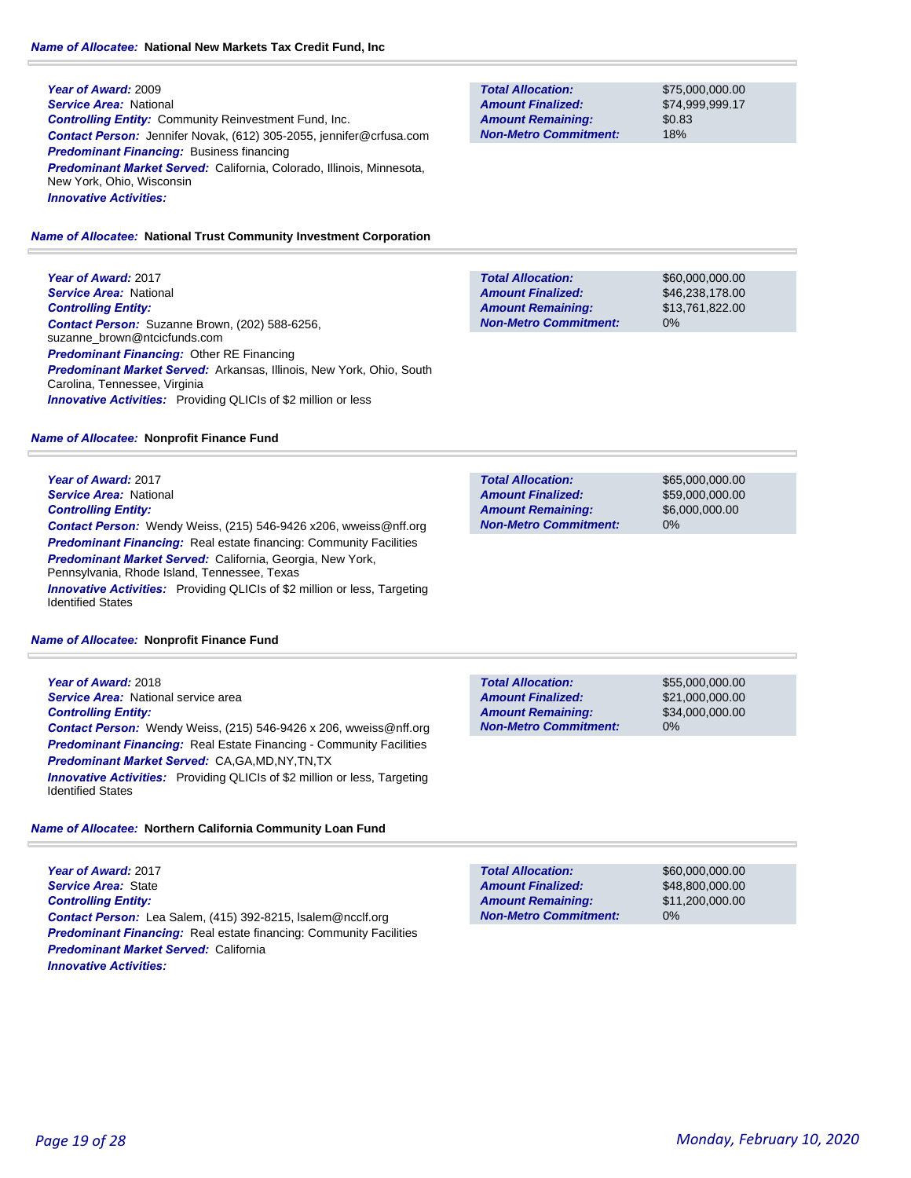**Name of Allocatee:** **National New Markets Tax Credit Fund, Inc**

**Year of Award:** 2009
**Service Area:** National
**Controlling Entity:** Community Reinvestment Fund, Inc.
**Contact Person:** Jennifer Novak, (612) 305-2055, jennifer@crfusa.com
**Predominant Financing:** Business financing
**Predominant Market Served:** California, Colorado, Illinois, Minnesota, New York, Ohio, Wisconsin
**Innovative Activities:**

| | |
|---|---|
| **Total Allocation:** | $75,000,000.00 |
| **Amount Finalized:** | $74,999,999.17 |
| **Amount Remaining:** | $0.83 |
| **Non-Metro Commitment:** | 18% |

**Name of Allocatee:** **National Trust Community Investment Corporation**

**Year of Award:** 2017
**Service Area:** National
**Controlling Entity:**
**Contact Person:** Suzanne Brown, (202) 588-6256, suzanne_brown@ntcicfunds.com
**Predominant Financing:** Other RE Financing
**Predominant Market Served:** Arkansas, Illinois, New York, Ohio, South Carolina, Tennessee, Virginia
**Innovative Activities:** Providing QLICIs of $2 million or less

| | |
|---|---|
| **Total Allocation:** | $60,000,000.00 |
| **Amount Finalized:** | $46,238,178.00 |
| **Amount Remaining:** | $13,761,822.00 |
| **Non-Metro Commitment:** | 0% |

**Name of Allocatee:** **Nonprofit Finance Fund**

**Year of Award:** 2017
**Service Area:** National
**Controlling Entity:**
**Contact Person:** Wendy Weiss, (215) 546-9426 x206, wweiss@nff.org
**Predominant Financing:** Real estate financing: Community Facilities
**Predominant Market Served:** California, Georgia, New York, Pennsylvania, Rhode Island, Tennessee, Texas
**Innovative Activities:** Providing QLICIs of $2 million or less, Targeting Identified States

| | |
|---|---|
| **Total Allocation:** | $65,000,000.00 |
| **Amount Finalized:** | $59,000,000.00 |
| **Amount Remaining:** | $6,000,000.00 |
| **Non-Metro Commitment:** | 0% |

**Name of Allocatee:** **Nonprofit Finance Fund**

**Year of Award:** 2018
**Service Area:** National service area
**Controlling Entity:**
**Contact Person:** Wendy Weiss, (215) 546-9426 x 206, wweiss@nff.org
**Predominant Financing:** Real Estate Financing - Community Facilities
**Predominant Market Served:** CA,GA,MD,NY,TN,TX
**Innovative Activities:** Providing QLICIs of $2 million or less, Targeting Identified States

| | |
|---|---|
| **Total Allocation:** | $55,000,000.00 |
| **Amount Finalized:** | $21,000,000.00 |
| **Amount Remaining:** | $34,000,000.00 |
| **Non-Metro Commitment:** | 0% |

**Name of Allocatee:** **Northern California Community Loan Fund**

**Year of Award:** 2017
**Service Area:** State
**Controlling Entity:**
**Contact Person:** Lea Salem, (415) 392-8215, lsalem@ncclf.org
**Predominant Financing:** Real estate financing: Community Facilities
**Predominant Market Served:** California
**Innovative Activities:**

| | |
|---|---|
| **Total Allocation:** | $60,000,000.00 |
| **Amount Finalized:** | $48,800,000.00 |
| **Amount Remaining:** | $11,200,000.00 |
| **Non-Metro Commitment:** | 0% |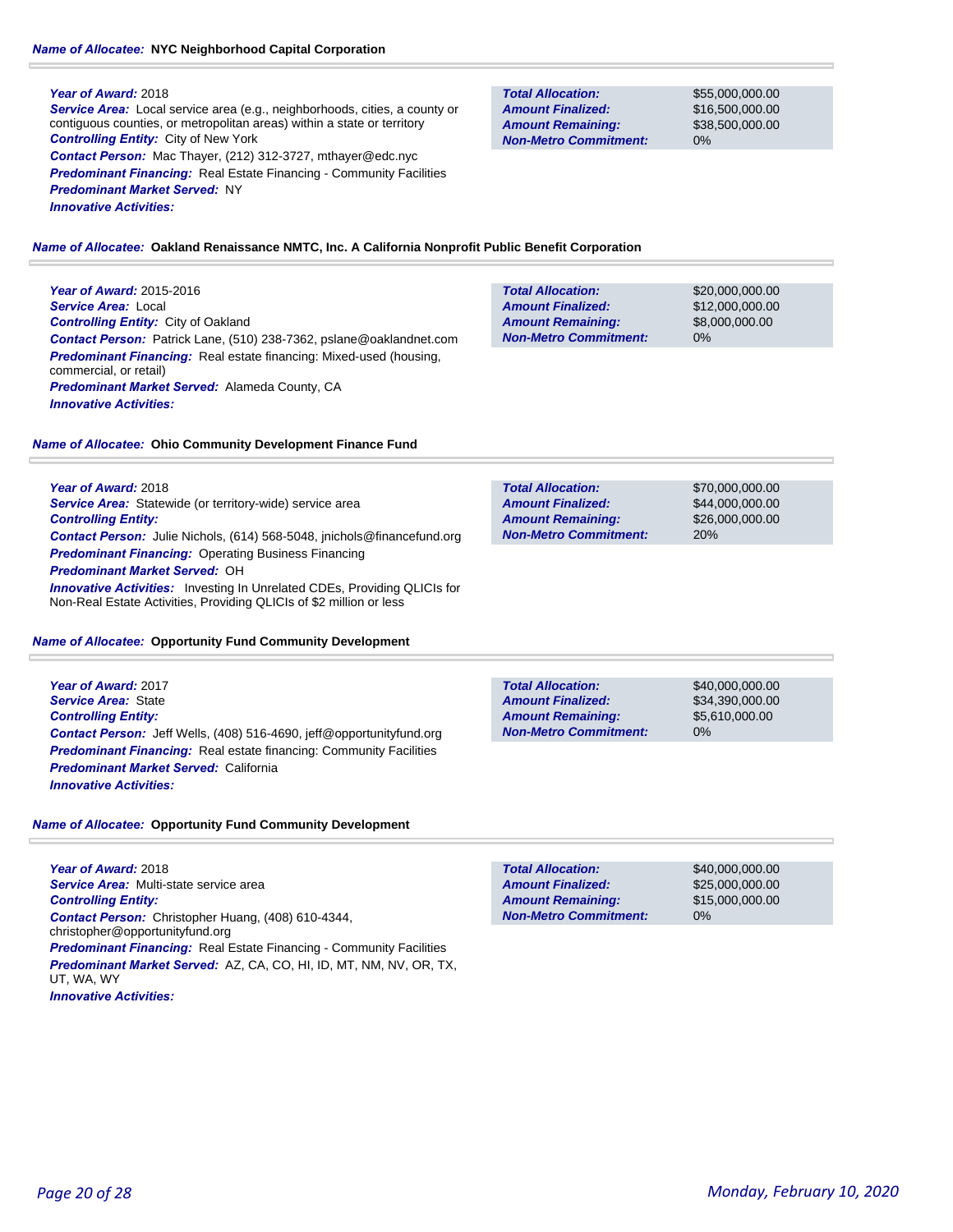***Name of Allocatee:*** **NYC Neighborhood Capital Corporation**

***Year of Award:*** 2018
***Service Area:*** Local service area (e.g., neighborhoods, cities, a county or contiguous counties, or metropolitan areas) within a state or territory
***Controlling Entity:*** City of New York
***Contact Person:*** Mac Thayer, (212) 312-3727, mthayer@edc.nyc
***Predominant Financing:*** Real Estate Financing - Community Facilities
***Predominant Market Served:*** NY
***Innovative Activities:***

| | |
|---|---|
| ***Total Allocation:*** | $55,000,000.00 |
| ***Amount Finalized:*** | $16,500,000.00 |
| ***Amount Remaining:*** | $38,500,000.00 |
| ***Non-Metro Commitment:*** | 0% |

***Name of Allocatee:*** **Oakland Renaissance NMTC, Inc. A California Nonprofit Public Benefit Corporation**

***Year of Award:*** 2015-2016
***Service Area:*** Local
***Controlling Entity:*** City of Oakland
***Contact Person:*** Patrick Lane, (510) 238-7362, pslane@oaklandnet.com
***Predominant Financing:*** Real estate financing: Mixed-used (housing, commercial, or retail)
***Predominant Market Served:*** Alameda County, CA
***Innovative Activities:***

| | |
|---|---|
| ***Total Allocation:*** | $20,000,000.00 |
| ***Amount Finalized:*** | $12,000,000.00 |
| ***Amount Remaining:*** | $8,000,000.00 |
| ***Non-Metro Commitment:*** | 0% |

***Name of Allocatee:*** **Ohio Community Development Finance Fund**

***Year of Award:*** 2018
***Service Area:*** Statewide (or territory-wide) service area
***Controlling Entity:***
***Contact Person:*** Julie Nichols, (614) 568-5048, jnichols@financefund.org
***Predominant Financing:*** Operating Business Financing
***Predominant Market Served:*** OH
***Innovative Activities:*** Investing In Unrelated CDEs, Providing QLICIs for Non-Real Estate Activities, Providing QLICIs of $2 million or less

| | |
|---|---|
| ***Total Allocation:*** | $70,000,000.00 |
| ***Amount Finalized:*** | $44,000,000.00 |
| ***Amount Remaining:*** | $26,000,000.00 |
| ***Non-Metro Commitment:*** | 20% |

***Name of Allocatee:*** **Opportunity Fund Community Development**

***Year of Award:*** 2017
***Service Area:*** State
***Controlling Entity:***
***Contact Person:*** Jeff Wells, (408) 516-4690, jeff@opportunityfund.org
***Predominant Financing:*** Real estate financing: Community Facilities
***Predominant Market Served:*** California
***Innovative Activities:***

| | |
|---|---|
| ***Total Allocation:*** | $40,000,000.00 |
| ***Amount Finalized:*** | $34,390,000.00 |
| ***Amount Remaining:*** | $5,610,000.00 |
| ***Non-Metro Commitment:*** | 0% |

***Name of Allocatee:*** **Opportunity Fund Community Development**

***Year of Award:*** 2018
***Service Area:*** Multi-state service area
***Controlling Entity:***
***Contact Person:*** Christopher Huang, (408) 610-4344, christopher@opportunityfund.org
***Predominant Financing:*** Real Estate Financing - Community Facilities
***Predominant Market Served:*** AZ, CA, CO, HI, ID, MT, NM, NV, OR, TX, UT, WA, WY
***Innovative Activities:***

| | |
|---|---|
| ***Total Allocation:*** | $40,000,000.00 |
| ***Amount Finalized:*** | $25,000,000.00 |
| ***Amount Remaining:*** | $15,000,000.00 |
| ***Non-Metro Commitment:*** | 0% |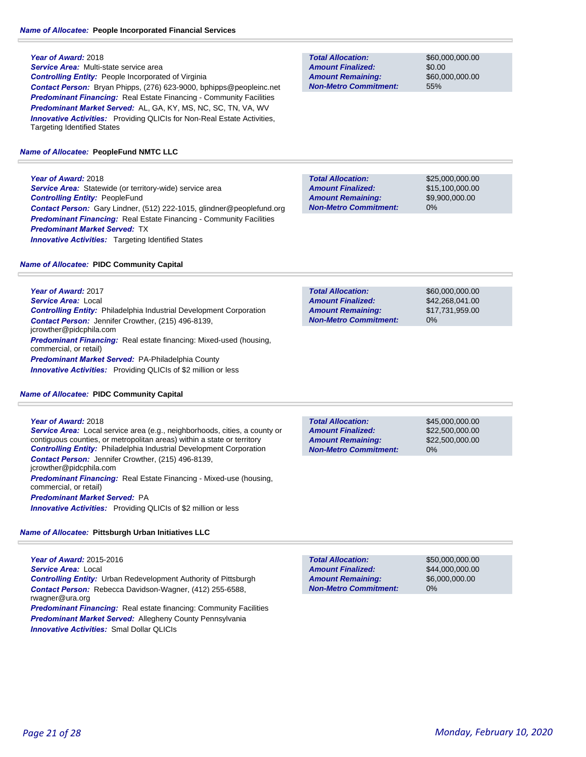**Name of Allocatee:** **People Incorporated Financial Services**

***Year of Award:*** 2018
***Service Area:*** Multi-state service area
***Controlling Entity:*** People Incorporated of Virginia
***Contact Person:*** Bryan Phipps, (276) 623-9000, bphipps@peopleinc.net
***Predominant Financing:*** Real Estate Financing - Community Facilities
***Predominant Market Served:*** AL, GA, KY, MS, NC, SC, TN, VA, WV
***Innovative Activities:*** Providing QLICIs for Non-Real Estate Activities, Targeting Identified States

| | |
|---|---|
| ***Total Allocation:*** | $60,000,000.00 |
| ***Amount Finalized:*** | $0.00 |
| ***Amount Remaining:*** | $60,000,000.00 |
| ***Non-Metro Commitment:*** | 55% |

**Name of Allocatee:** **PeopleFund NMTC LLC**

***Year of Award:*** 2018
***Service Area:*** Statewide (or territory-wide) service area
***Controlling Entity:*** PeopleFund
***Contact Person:*** Gary Lindner, (512) 222-1015, glindner@peoplefund.org
***Predominant Financing:*** Real Estate Financing - Community Facilities
***Predominant Market Served:*** TX
***Innovative Activities:*** Targeting Identified States

| | |
|---|---|
| ***Total Allocation:*** | $25,000,000.00 |
| ***Amount Finalized:*** | $15,100,000.00 |
| ***Amount Remaining:*** | $9,900,000.00 |
| ***Non-Metro Commitment:*** | 0% |

**Name of Allocatee:** **PIDC Community Capital**

***Year of Award:*** 2017
***Service Area:*** Local
***Controlling Entity:*** Philadelphia Industrial Development Corporation
***Contact Person:*** Jennifer Crowther, (215) 496-8139, jcrowther@pidcphila.com
***Predominant Financing:*** Real estate financing: Mixed-used (housing, commercial, or retail)
***Predominant Market Served:*** PA-Philadelphia County
***Innovative Activities:*** Providing QLICIs of $2 million or less

| | |
|---|---|
| ***Total Allocation:*** | $60,000,000.00 |
| ***Amount Finalized:*** | $42,268,041.00 |
| ***Amount Remaining:*** | $17,731,959.00 |
| ***Non-Metro Commitment:*** | 0% |

**Name of Allocatee:** **PIDC Community Capital**

***Year of Award:*** 2018
***Service Area:*** Local service area (e.g., neighborhoods, cities, a county or contiguous counties, or metropolitan areas) within a state or territory
***Controlling Entity:*** Philadelphia Industrial Development Corporation
***Contact Person:*** Jennifer Crowther, (215) 496-8139, jcrowther@pidcphila.com
***Predominant Financing:*** Real Estate Financing - Mixed-use (housing, commercial, or retail)
***Predominant Market Served:*** PA
***Innovative Activities:*** Providing QLICIs of $2 million or less

| | |
|---|---|
| ***Total Allocation:*** | $45,000,000.00 |
| ***Amount Finalized:*** | $22,500,000.00 |
| ***Amount Remaining:*** | $22,500,000.00 |
| ***Non-Metro Commitment:*** | 0% |

**Name of Allocatee:** **Pittsburgh Urban Initiatives LLC**

***Year of Award:*** 2015-2016
***Service Area:*** Local
***Controlling Entity:*** Urban Redevelopment Authority of Pittsburgh
***Contact Person:*** Rebecca Davidson-Wagner, (412) 255-6588, rwagner@ura.org
***Predominant Financing:*** Real estate financing: Community Facilities
***Predominant Market Served:*** Allegheny County Pennsylvania
***Innovative Activities:*** Smal Dollar QLICIs

| | |
|---|---|
| ***Total Allocation:*** | $50,000,000.00 |
| ***Amount Finalized:*** | $44,000,000.00 |
| ***Amount Remaining:*** | $6,000,000.00 |
| ***Non-Metro Commitment:*** | 0% |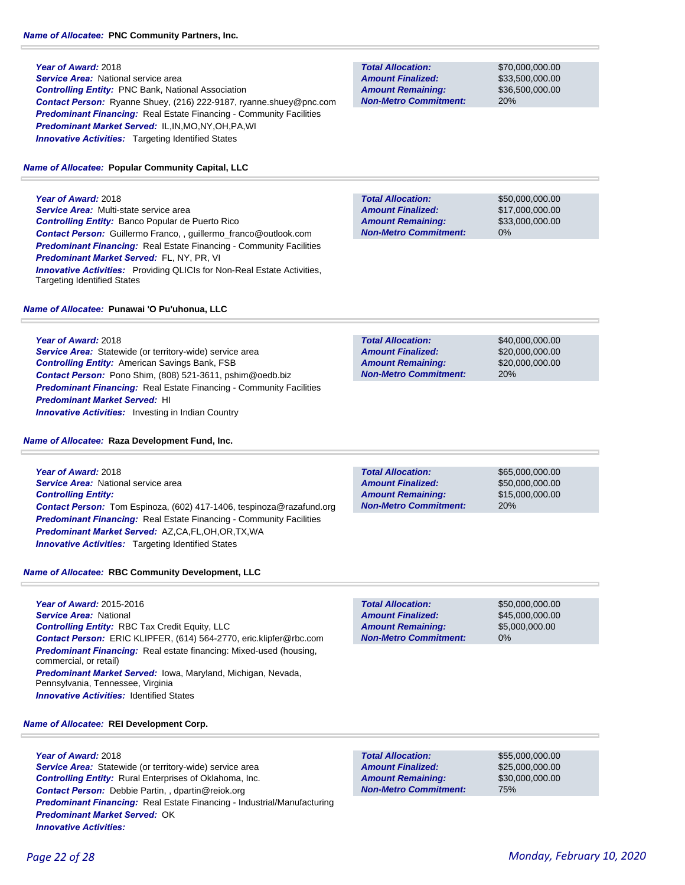**Name of Allocatee: PNC Community Partners, Inc.**

***Year of Award:*** 2018
***Service Area:*** National service area
***Controlling Entity:*** PNC Bank, National Association
***Contact Person:*** Ryanne Shuey, (216) 222-9187, ryanne.shuey@pnc.com
***Predominant Financing:*** Real Estate Financing - Community Facilities
***Predominant Market Served:*** IL,IN,MO,NY,OH,PA,WI
***Innovative Activities:*** Targeting Identified States

| | |
|---|---|
| ***Total Allocation:*** | $70,000,000.00 |
| ***Amount Finalized:*** | $33,500,000.00 |
| ***Amount Remaining:*** | $36,500,000.00 |
| ***Non-Metro Commitment:*** | 20% |

**Name of Allocatee: Popular Community Capital, LLC**

***Year of Award:*** 2018
***Service Area:*** Multi-state service area
***Controlling Entity:*** Banco Popular de Puerto Rico
***Contact Person:*** Guillermo Franco, , guillermo_franco@outlook.com
***Predominant Financing:*** Real Estate Financing - Community Facilities
***Predominant Market Served:*** FL, NY, PR, VI
***Innovative Activities:*** Providing QLICIs for Non-Real Estate Activities, Targeting Identified States

| | |
|---|---|
| ***Total Allocation:*** | $50,000,000.00 |
| ***Amount Finalized:*** | $17,000,000.00 |
| ***Amount Remaining:*** | $33,000,000.00 |
| ***Non-Metro Commitment:*** | 0% |

**Name of Allocatee: Punawai 'O Pu'uhonua, LLC**

***Year of Award:*** 2018
***Service Area:*** Statewide (or territory-wide) service area
***Controlling Entity:*** American Savings Bank, FSB
***Contact Person:*** Pono Shim, (808) 521-3611, pshim@oedb.biz
***Predominant Financing:*** Real Estate Financing - Community Facilities
***Predominant Market Served:*** HI
***Innovative Activities:*** Investing in Indian Country

| | |
|---|---|
| ***Total Allocation:*** | $40,000,000.00 |
| ***Amount Finalized:*** | $20,000,000.00 |
| ***Amount Remaining:*** | $20,000,000.00 |
| ***Non-Metro Commitment:*** | 20% |

**Name of Allocatee: Raza Development Fund, Inc.**

***Year of Award:*** 2018
***Service Area:*** National service area
***Controlling Entity:***
***Contact Person:*** Tom Espinoza, (602) 417-1406, tespinoza@razafund.org
***Predominant Financing:*** Real Estate Financing - Community Facilities
***Predominant Market Served:*** AZ,CA,FL,OH,OR,TX,WA
***Innovative Activities:*** Targeting Identified States

| | |
|---|---|
| ***Total Allocation:*** | $65,000,000.00 |
| ***Amount Finalized:*** | $50,000,000.00 |
| ***Amount Remaining:*** | $15,000,000.00 |
| ***Non-Metro Commitment:*** | 20% |

**Name of Allocatee: RBC Community Development, LLC**

***Year of Award:*** 2015-2016
***Service Area:*** National
***Controlling Entity:*** RBC Tax Credit Equity, LLC
***Contact Person:*** ERIC KLIPFER, (614) 564-2770, eric.klipfer@rbc.com
***Predominant Financing:*** Real estate financing: Mixed-used (housing, commercial, or retail)
***Predominant Market Served:*** Iowa, Maryland, Michigan, Nevada, Pennsylvania, Tennessee, Virginia
***Innovative Activities:*** Identified States

| | |
|---|---|
| ***Total Allocation:*** | $50,000,000.00 |
| ***Amount Finalized:*** | $45,000,000.00 |
| ***Amount Remaining:*** | $5,000,000.00 |
| ***Non-Metro Commitment:*** | 0% |

**Name of Allocatee: REI Development Corp.**

***Year of Award:*** 2018
***Service Area:*** Statewide (or territory-wide) service area
***Controlling Entity:*** Rural Enterprises of Oklahoma, Inc.
***Contact Person:*** Debbie Partin, , dpartin@reiok.org
***Predominant Financing:*** Real Estate Financing - Industrial/Manufacturing
***Predominant Market Served:*** OK
***Innovative Activities:***

| | |
|---|---|
| ***Total Allocation:*** | $55,000,000.00 |
| ***Amount Finalized:*** | $25,000,000.00 |
| ***Amount Remaining:*** | $30,000,000.00 |
| ***Non-Metro Commitment:*** | 75% |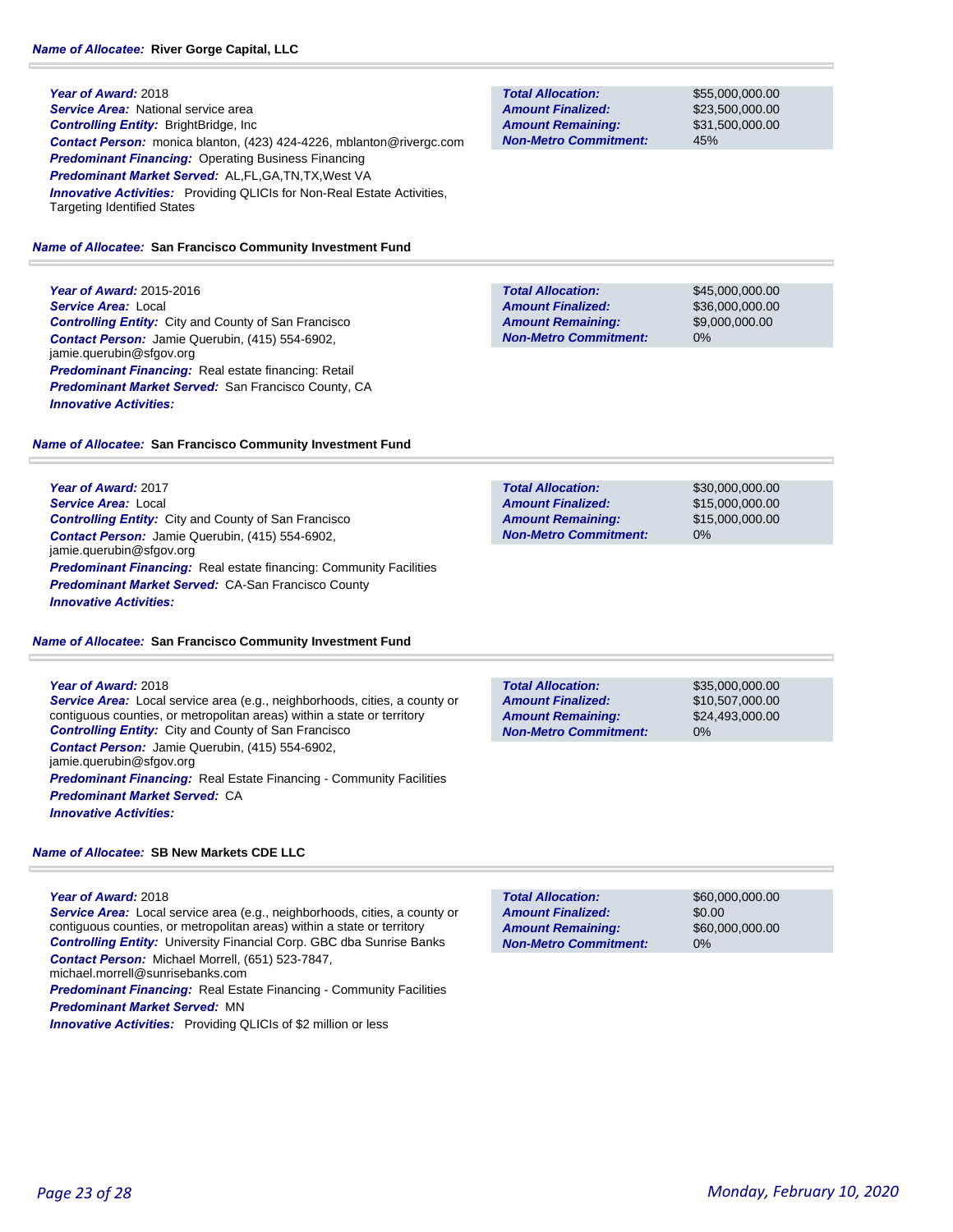**Name of Allocatee:** **River Gorge Capital, LLC**

***Year of Award:*** 2018
***Service Area:*** National service area
***Controlling Entity:*** BrightBridge, Inc
***Contact Person:*** monica blanton, (423) 424-4226, mblanton@rivergc.com
***Predominant Financing:*** Operating Business Financing
***Predominant Market Served:*** AL,FL,GA,TN,TX,West VA
***Innovative Activities:*** Providing QLICIs for Non-Real Estate Activities, Targeting Identified States

| | |
|---|---|
| ***Total Allocation:*** | $55,000,000.00 |
| ***Amount Finalized:*** | $23,500,000.00 |
| ***Amount Remaining:*** | $31,500,000.00 |
| ***Non-Metro Commitment:*** | 45% |

**Name of Allocatee:** **San Francisco Community Investment Fund**

***Year of Award:*** 2015-2016
***Service Area:*** Local
***Controlling Entity:*** City and County of San Francisco
***Contact Person:*** Jamie Querubin, (415) 554-6902, jamie.querubin@sfgov.org
***Predominant Financing:*** Real estate financing: Retail
***Predominant Market Served:*** San Francisco County, CA
***Innovative Activities:***

| | |
|---|---|
| ***Total Allocation:*** | $45,000,000.00 |
| ***Amount Finalized:*** | $36,000,000.00 |
| ***Amount Remaining:*** | $9,000,000.00 |
| ***Non-Metro Commitment:*** | 0% |

**Name of Allocatee:** **San Francisco Community Investment Fund**

***Year of Award:*** 2017
***Service Area:*** Local
***Controlling Entity:*** City and County of San Francisco
***Contact Person:*** Jamie Querubin, (415) 554-6902, jamie.querubin@sfgov.org
***Predominant Financing:*** Real estate financing: Community Facilities
***Predominant Market Served:*** CA-San Francisco County
***Innovative Activities:***

| | |
|---|---|
| ***Total Allocation:*** | $30,000,000.00 |
| ***Amount Finalized:*** | $15,000,000.00 |
| ***Amount Remaining:*** | $15,000,000.00 |
| ***Non-Metro Commitment:*** | 0% |

**Name of Allocatee:** **San Francisco Community Investment Fund**

***Year of Award:*** 2018
***Service Area:*** Local service area (e.g., neighborhoods, cities, a county or contiguous counties, or metropolitan areas) within a state or territory
***Controlling Entity:*** City and County of San Francisco
***Contact Person:*** Jamie Querubin, (415) 554-6902, jamie.querubin@sfgov.org
***Predominant Financing:*** Real Estate Financing - Community Facilities
***Predominant Market Served:*** CA
***Innovative Activities:***

| | |
|---|---|
| ***Total Allocation:*** | $35,000,000.00 |
| ***Amount Finalized:*** | $10,507,000.00 |
| ***Amount Remaining:*** | $24,493,000.00 |
| ***Non-Metro Commitment:*** | 0% |

**Name of Allocatee:** **SB New Markets CDE LLC**

***Year of Award:*** 2018
***Service Area:*** Local service area (e.g., neighborhoods, cities, a county or contiguous counties, or metropolitan areas) within a state or territory
***Controlling Entity:*** University Financial Corp. GBC dba Sunrise Banks
***Contact Person:*** Michael Morrell, (651) 523-7847, michael.morrell@sunrisebanks.com
***Predominant Financing:*** Real Estate Financing - Community Facilities
***Predominant Market Served:*** MN
***Innovative Activities:*** Providing QLICIs of $2 million or less

| | |
|---|---|
| ***Total Allocation:*** | $60,000,000.00 |
| ***Amount Finalized:*** | $0.00 |
| ***Amount Remaining:*** | $60,000,000.00 |
| ***Non-Metro Commitment:*** | 0% |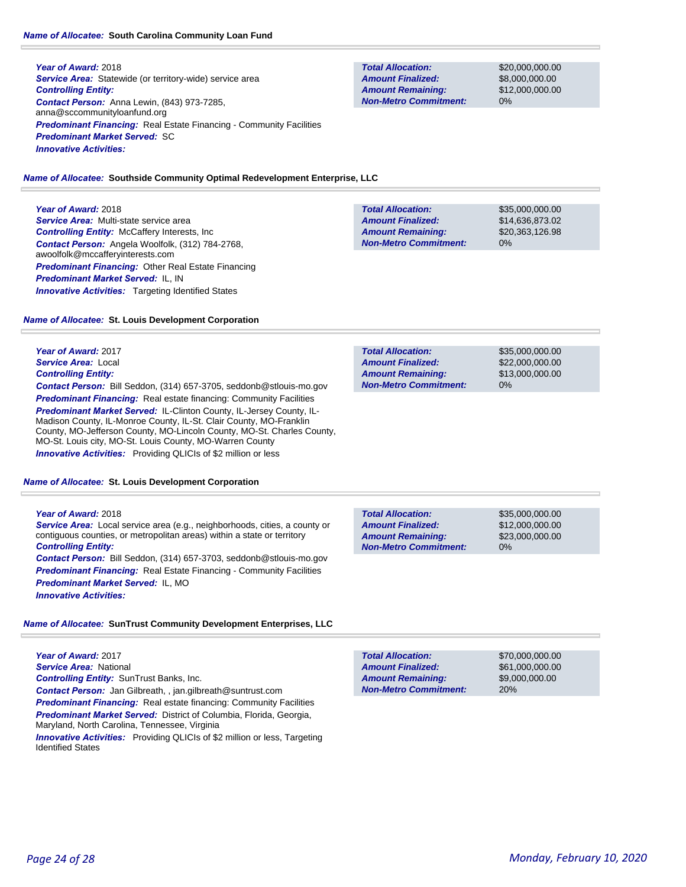**Name of Allocatee:** **South Carolina Community Loan Fund**

**Year of Award:** 2018
**Service Area:** Statewide (or territory-wide) service area
**Controlling Entity:**
**Contact Person:** Anna Lewin, (843) 973-7285, anna@sccommunityloanfund.org
**Predominant Financing:** Real Estate Financing - Community Facilities
**Predominant Market Served:** SC
**Innovative Activities:**

| | |
|---|---|
| **Total Allocation:** | $20,000,000.00 |
| **Amount Finalized:** | $8,000,000.00 |
| **Amount Remaining:** | $12,000,000.00 |
| **Non-Metro Commitment:** | 0% |

**Name of Allocatee:** **Southside Community Optimal Redevelopment Enterprise, LLC**

**Year of Award:** 2018
**Service Area:** Multi-state service area
**Controlling Entity:** McCaffery Interests, Inc
**Contact Person:** Angela Woolfolk, (312) 784-2768, awoolfolk@mccafferyinterests.com
**Predominant Financing:** Other Real Estate Financing
**Predominant Market Served:** IL, IN
**Innovative Activities:** Targeting Identified States

| | |
|---|---|
| **Total Allocation:** | $35,000,000.00 |
| **Amount Finalized:** | $14,636,873.02 |
| **Amount Remaining:** | $20,363,126.98 |
| **Non-Metro Commitment:** | 0% |

**Name of Allocatee:** **St. Louis Development Corporation**

**Year of Award:** 2017
**Service Area:** Local
**Controlling Entity:**
**Contact Person:** Bill Seddon, (314) 657-3705, seddonb@stlouis-mo.gov
**Predominant Financing:** Real estate financing: Community Facilities
**Predominant Market Served:** IL-Clinton County, IL-Jersey County, IL-Madison County, IL-Monroe County, IL-St. Clair County, MO-Franklin County, MO-Jefferson County, MO-Lincoln County, MO-St. Charles County, MO-St. Louis city, MO-St. Louis County, MO-Warren County
**Innovative Activities:** Providing QLICIs of $2 million or less

| | |
|---|---|
| **Total Allocation:** | $35,000,000.00 |
| **Amount Finalized:** | $22,000,000.00 |
| **Amount Remaining:** | $13,000,000.00 |
| **Non-Metro Commitment:** | 0% |

**Name of Allocatee:** **St. Louis Development Corporation**

**Year of Award:** 2018
**Service Area:** Local service area (e.g., neighborhoods, cities, a county or contiguous counties, or metropolitan areas) within a state or territory
**Controlling Entity:**
**Contact Person:** Bill Seddon, (314) 657-3703, seddonb@stlouis-mo.gov
**Predominant Financing:** Real Estate Financing - Community Facilities
**Predominant Market Served:** IL, MO
**Innovative Activities:**

| | |
|---|---|
| **Total Allocation:** | $35,000,000.00 |
| **Amount Finalized:** | $12,000,000.00 |
| **Amount Remaining:** | $23,000,000.00 |
| **Non-Metro Commitment:** | 0% |

**Name of Allocatee:** **SunTrust Community Development Enterprises, LLC**

**Year of Award:** 2017
**Service Area:** National
**Controlling Entity:** SunTrust Banks, Inc.
**Contact Person:** Jan Gilbreath, , jan.gilbreath@suntrust.com
**Predominant Financing:** Real estate financing: Community Facilities
**Predominant Market Served:** District of Columbia, Florida, Georgia, Maryland, North Carolina, Tennessee, Virginia
**Innovative Activities:** Providing QLICIs of $2 million or less, Targeting Identified States

| | |
|---|---|
| **Total Allocation:** | $70,000,000.00 |
| **Amount Finalized:** | $61,000,000.00 |
| **Amount Remaining:** | $9,000,000.00 |
| **Non-Metro Commitment:** | 20% |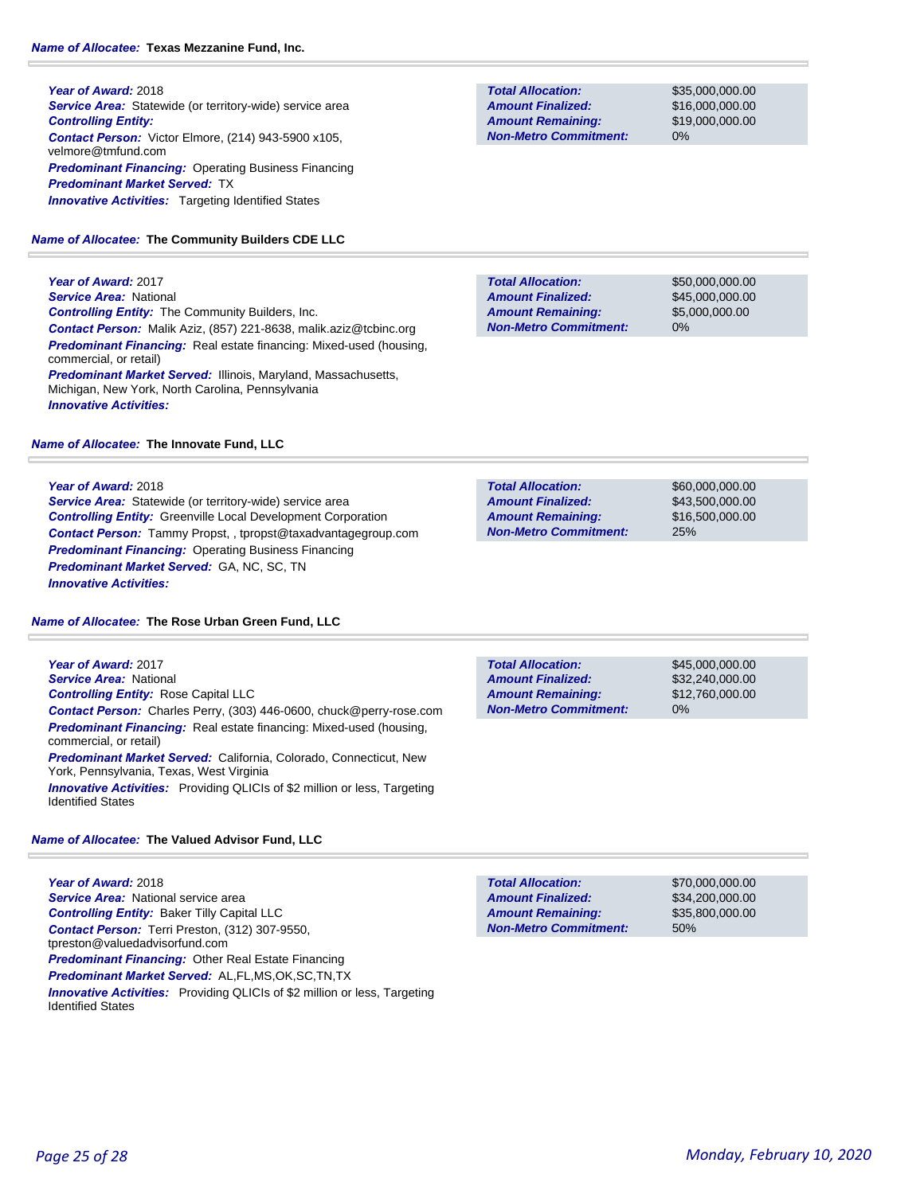**Name of Allocatee:** **Texas Mezzanine Fund, Inc.**

***Year of Award:*** 2018
***Service Area:*** Statewide (or territory-wide) service area
***Controlling Entity:***
***Contact Person:*** Victor Elmore, (214) 943-5900 x105, velmore@tmfund.com
***Predominant Financing:*** Operating Business Financing
***Predominant Market Served:*** TX
***Innovative Activities:*** Targeting Identified States

| | |
|---|---|
| **Total Allocation:** | $35,000,000.00 |
| **Amount Finalized:** | $16,000,000.00 |
| **Amount Remaining:** | $19,000,000.00 |
| **Non-Metro Commitment:** | 0% |

**Name of Allocatee:** **The Community Builders CDE LLC**

***Year of Award:*** 2017
***Service Area:*** National
***Controlling Entity:*** The Community Builders, Inc.
***Contact Person:*** Malik Aziz, (857) 221-8638, malik.aziz@tcbinc.org
***Predominant Financing:*** Real estate financing: Mixed-used (housing, commercial, or retail)
***Predominant Market Served:*** Illinois, Maryland, Massachusetts, Michigan, New York, North Carolina, Pennsylvania
***Innovative Activities:***

| | |
|---|---|
| **Total Allocation:** | $50,000,000.00 |
| **Amount Finalized:** | $45,000,000.00 |
| **Amount Remaining:** | $5,000,000.00 |
| **Non-Metro Commitment:** | 0% |

**Name of Allocatee:** **The Innovate Fund, LLC**

***Year of Award:*** 2018
***Service Area:*** Statewide (or territory-wide) service area
***Controlling Entity:*** Greenville Local Development Corporation
***Contact Person:*** Tammy Propst, , tpropst@taxadvantagegroup.com
***Predominant Financing:*** Operating Business Financing
***Predominant Market Served:*** GA, NC, SC, TN
***Innovative Activities:***

| | |
|---|---|
| **Total Allocation:** | $60,000,000.00 |
| **Amount Finalized:** | $43,500,000.00 |
| **Amount Remaining:** | $16,500,000.00 |
| **Non-Metro Commitment:** | 25% |

**Name of Allocatee:** **The Rose Urban Green Fund, LLC**

***Year of Award:*** 2017
***Service Area:*** National
***Controlling Entity:*** Rose Capital LLC
***Contact Person:*** Charles Perry, (303) 446-0600, chuck@perry-rose.com
***Predominant Financing:*** Real estate financing: Mixed-used (housing, commercial, or retail)
***Predominant Market Served:*** California, Colorado, Connecticut, New York, Pennsylvania, Texas, West Virginia
***Innovative Activities:*** Providing QLICIs of $2 million or less, Targeting Identified States

| | |
|---|---|
| **Total Allocation:** | $45,000,000.00 |
| **Amount Finalized:** | $32,240,000.00 |
| **Amount Remaining:** | $12,760,000.00 |
| **Non-Metro Commitment:** | 0% |

**Name of Allocatee:** **The Valued Advisor Fund, LLC**

***Year of Award:*** 2018
***Service Area:*** National service area
***Controlling Entity:*** Baker Tilly Capital LLC
***Contact Person:*** Terri Preston, (312) 307-9550, tpreston@valuedadvisorfund.com
***Predominant Financing:*** Other Real Estate Financing
***Predominant Market Served:*** AL,FL,MS,OK,SC,TN,TX
***Innovative Activities:*** Providing QLICIs of $2 million or less, Targeting Identified States

| | |
|---|---|
| **Total Allocation:** | $70,000,000.00 |
| **Amount Finalized:** | $34,200,000.00 |
| **Amount Remaining:** | $35,800,000.00 |
| **Non-Metro Commitment:** | 50% |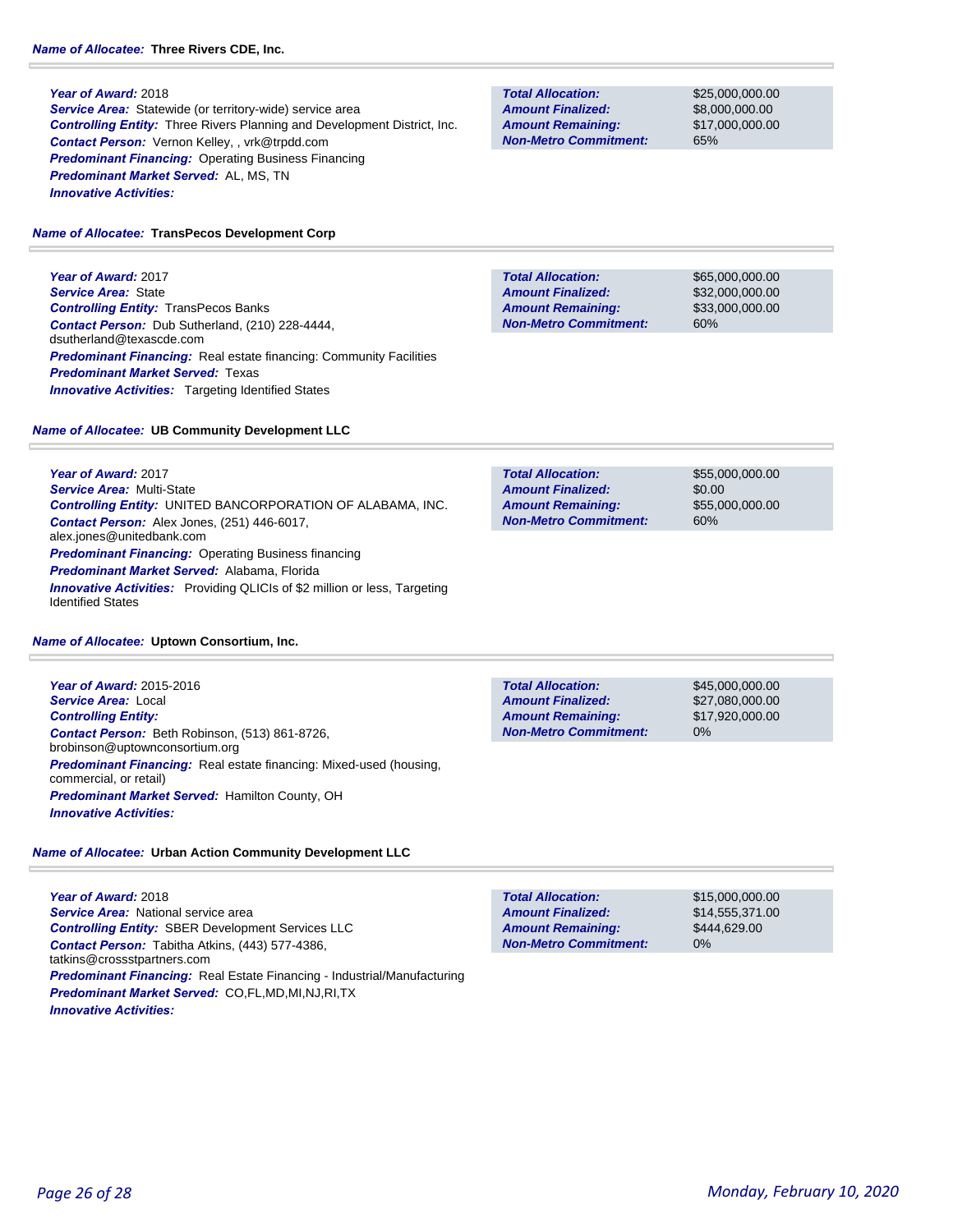**Name of Allocatee:** Three Rivers CDE, Inc.

***Year of Award:*** 2018
***Service Area:*** Statewide (or territory-wide) service area
***Controlling Entity:*** Three Rivers Planning and Development District, Inc.
***Contact Person:*** Vernon Kelley, , vrk@trpdd.com
***Predominant Financing:*** Operating Business Financing
***Predominant Market Served:*** AL, MS, TN
***Innovative Activities:***

| | |
|---|---|
| ***Total Allocation:*** | $25,000,000.00 |
| ***Amount Finalized:*** | $8,000,000.00 |
| ***Amount Remaining:*** | $17,000,000.00 |
| ***Non-Metro Commitment:*** | 65% |

**Name of Allocatee:** TransPecos Development Corp

***Year of Award:*** 2017
***Service Area:*** State
***Controlling Entity:*** TransPecos Banks
***Contact Person:*** Dub Sutherland, (210) 228-4444, dsutherland@texascde.com
***Predominant Financing:*** Real estate financing: Community Facilities
***Predominant Market Served:*** Texas
***Innovative Activities:*** Targeting Identified States

| | |
|---|---|
| ***Total Allocation:*** | $65,000,000.00 |
| ***Amount Finalized:*** | $32,000,000.00 |
| ***Amount Remaining:*** | $33,000,000.00 |
| ***Non-Metro Commitment:*** | 60% |

**Name of Allocatee:** UB Community Development LLC

***Year of Award:*** 2017
***Service Area:*** Multi-State
***Controlling Entity:*** UNITED BANCORPORATION OF ALABAMA, INC.
***Contact Person:*** Alex Jones, (251) 446-6017, alex.jones@unitedbank.com
***Predominant Financing:*** Operating Business financing
***Predominant Market Served:*** Alabama, Florida
***Innovative Activities:*** Providing QLICIs of $2 million or less, Targeting Identified States

| | |
|---|---|
| ***Total Allocation:*** | $55,000,000.00 |
| ***Amount Finalized:*** | $0.00 |
| ***Amount Remaining:*** | $55,000,000.00 |
| ***Non-Metro Commitment:*** | 60% |

**Name of Allocatee:** Uptown Consortium, Inc.

***Year of Award:*** 2015-2016
***Service Area:*** Local
***Controlling Entity:***
***Contact Person:*** Beth Robinson, (513) 861-8726, brobinson@uptownconsortium.org
***Predominant Financing:*** Real estate financing: Mixed-used (housing, commercial, or retail)
***Predominant Market Served:*** Hamilton County, OH
***Innovative Activities:***

| | |
|---|---|
| ***Total Allocation:*** | $45,000,000.00 |
| ***Amount Finalized:*** | $27,080,000.00 |
| ***Amount Remaining:*** | $17,920,000.00 |
| ***Non-Metro Commitment:*** | 0% |

**Name of Allocatee:** Urban Action Community Development LLC

***Year of Award:*** 2018
***Service Area:*** National service area
***Controlling Entity:*** SBER Development Services LLC
***Contact Person:*** Tabitha Atkins, (443) 577-4386, tatkins@crossstpartners.com
***Predominant Financing:*** Real Estate Financing - Industrial/Manufacturing
***Predominant Market Served:*** CO,FL,MD,MI,NJ,RI,TX
***Innovative Activities:***

| | |
|---|---|
| ***Total Allocation:*** | $15,000,000.00 |
| ***Amount Finalized:*** | $14,555,371.00 |
| ***Amount Remaining:*** | $444,629.00 |
| ***Non-Metro Commitment:*** | 0% |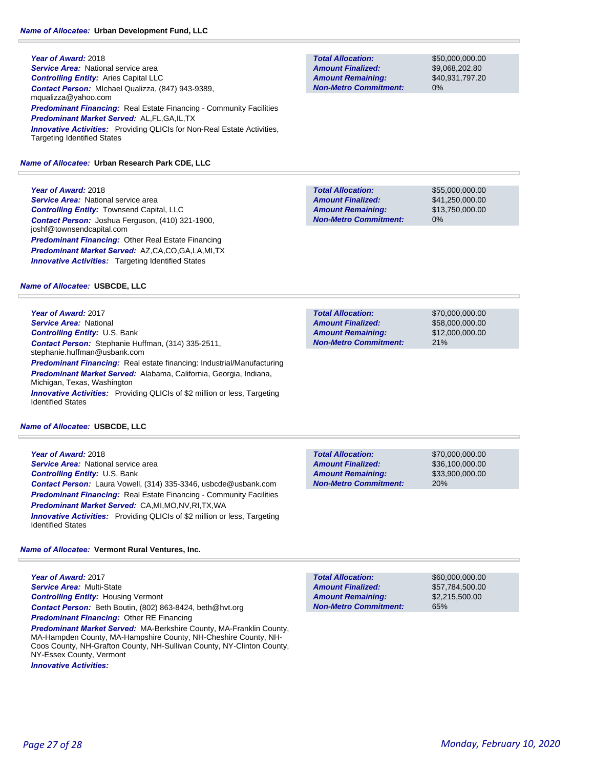**Name of Allocatee:** Urban Development Fund, LLC

***Year of Award:*** 2018
***Service Area:*** National service area
***Controlling Entity:*** Aries Capital LLC
***Contact Person:*** MIchael Qualizza, (847) 943-9389, mqualizza@yahoo.com
***Predominant Financing:*** Real Estate Financing - Community Facilities
***Predominant Market Served:*** AL,FL,GA,IL,TX
***Innovative Activities:*** Providing QLICIs for Non-Real Estate Activities, Targeting Identified States

| | |
|---|---|
| ***Total Allocation:*** | $50,000,000.00 |
| ***Amount Finalized:*** | $9,068,202.80 |
| ***Amount Remaining:*** | $40,931,797.20 |
| ***Non-Metro Commitment:*** | 0% |

**Name of Allocatee:** Urban Research Park CDE, LLC

***Year of Award:*** 2018
***Service Area:*** National service area
***Controlling Entity:*** Townsend Capital, LLC
***Contact Person:*** Joshua Ferguson, (410) 321-1900, joshf@townsendcapital.com
***Predominant Financing:*** Other Real Estate Financing
***Predominant Market Served:*** AZ,CA,CO,GA,LA,MI,TX
***Innovative Activities:*** Targeting Identified States

| | |
|---|---|
| ***Total Allocation:*** | $55,000,000.00 |
| ***Amount Finalized:*** | $41,250,000.00 |
| ***Amount Remaining:*** | $13,750,000.00 |
| ***Non-Metro Commitment:*** | 0% |

**Name of Allocatee:** USBCDE, LLC

***Year of Award:*** 2017
***Service Area:*** National
***Controlling Entity:*** U.S. Bank
***Contact Person:*** Stephanie Huffman, (314) 335-2511, stephanie.huffman@usbank.com
***Predominant Financing:*** Real estate financing: Industrial/Manufacturing
***Predominant Market Served:*** Alabama, California, Georgia, Indiana, Michigan, Texas, Washington
***Innovative Activities:*** Providing QLICIs of $2 million or less, Targeting Identified States

| | |
|---|---|
| ***Total Allocation:*** | $70,000,000.00 |
| ***Amount Finalized:*** | $58,000,000.00 |
| ***Amount Remaining:*** | $12,000,000.00 |
| ***Non-Metro Commitment:*** | 21% |

**Name of Allocatee:** USBCDE, LLC

***Year of Award:*** 2018
***Service Area:*** National service area
***Controlling Entity:*** U.S. Bank
***Contact Person:*** Laura Vowell, (314) 335-3346, usbcde@usbank.com
***Predominant Financing:*** Real Estate Financing - Community Facilities
***Predominant Market Served:*** CA,MI,MO,NV,RI,TX,WA
***Innovative Activities:*** Providing QLICIs of $2 million or less, Targeting Identified States

| | |
|---|---|
| ***Total Allocation:*** | $70,000,000.00 |
| ***Amount Finalized:*** | $36,100,000.00 |
| ***Amount Remaining:*** | $33,900,000.00 |
| ***Non-Metro Commitment:*** | 20% |

**Name of Allocatee:** Vermont Rural Ventures, Inc.

***Year of Award:*** 2017
***Service Area:*** Multi-State
***Controlling Entity:*** Housing Vermont
***Contact Person:*** Beth Boutin, (802) 863-8424, beth@hvt.org
***Predominant Financing:*** Other RE Financing
***Predominant Market Served:*** MA-Berkshire County, MA-Franklin County, MA-Hampden County, MA-Hampshire County, NH-Cheshire County, NH-Coos County, NH-Grafton County, NH-Sullivan County, NY-Clinton County, NY-Essex County, Vermont
***Innovative Activities:***

| | |
|---|---|
| ***Total Allocation:*** | $60,000,000.00 |
| ***Amount Finalized:*** | $57,784,500.00 |
| ***Amount Remaining:*** | $2,215,500.00 |
| ***Non-Metro Commitment:*** | 65% |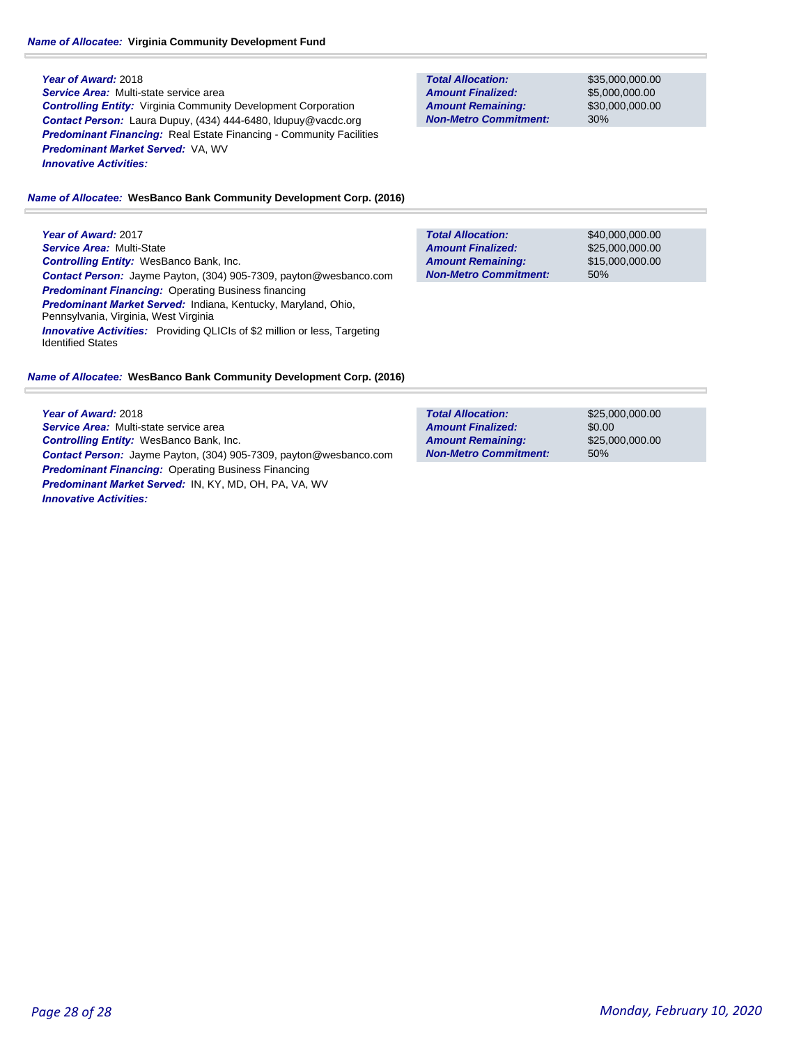**Name of Allocatee:** **Virginia Community Development Fund**

**Year of Award:** 2018
**Service Area:** Multi-state service area
**Controlling Entity:** Virginia Community Development Corporation
**Contact Person:** Laura Dupuy, (434) 444-6480, ldupuy@vacdc.org
**Predominant Financing:** Real Estate Financing - Community Facilities
**Predominant Market Served:** VA, WV
**Innovative Activities:**

| | |
|---|---|
| **Total Allocation:** | $35,000,000.00 |
| **Amount Finalized:** | $5,000,000.00 |
| **Amount Remaining:** | $30,000,000.00 |
| **Non-Metro Commitment:** | 30% |

**Name of Allocatee:** **WesBanco Bank Community Development Corp. (2016)**

**Year of Award:** 2017
**Service Area:** Multi-State
**Controlling Entity:** WesBanco Bank, Inc.
**Contact Person:** Jayme Payton, (304) 905-7309, payton@wesbanco.com
**Predominant Financing:** Operating Business financing
**Predominant Market Served:** Indiana, Kentucky, Maryland, Ohio, Pennsylvania, Virginia, West Virginia
**Innovative Activities:** Providing QLICIs of $2 million or less, Targeting Identified States

| | |
|---|---|
| **Total Allocation:** | $40,000,000.00 |
| **Amount Finalized:** | $25,000,000.00 |
| **Amount Remaining:** | $15,000,000.00 |
| **Non-Metro Commitment:** | 50% |

**Name of Allocatee:** **WesBanco Bank Community Development Corp. (2016)**

**Year of Award:** 2018
**Service Area:** Multi-state service area
**Controlling Entity:** WesBanco Bank, Inc.
**Contact Person:** Jayme Payton, (304) 905-7309, payton@wesbanco.com
**Predominant Financing:** Operating Business Financing
**Predominant Market Served:** IN, KY, MD, OH, PA, VA, WV
**Innovative Activities:**

| | |
|---|---|
| **Total Allocation:** | $25,000,000.00 |
| **Amount Finalized:** | $0.00 |
| **Amount Remaining:** | $25,000,000.00 |
| **Non-Metro Commitment:** | 50% |